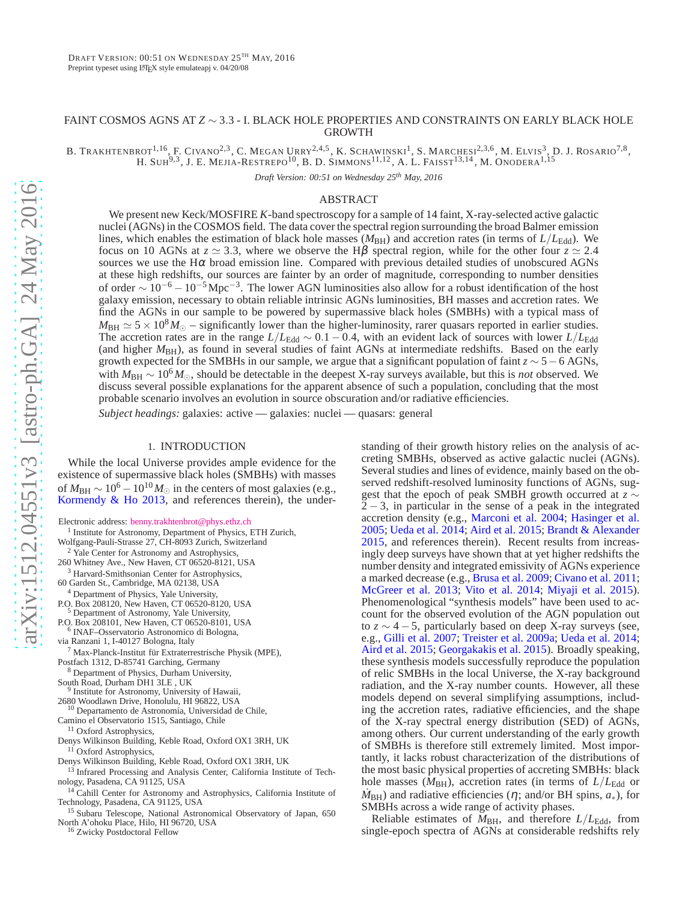# FAINT COSMOS AGNS AT $Z \sim 3.3$ - I. BLACK HOLE PROPERTIES AND CONSTRAINTS ON EARLY BLACK HOLE GROWTH

B. TRAKHTENBROT[1,16], F. CIVANO[2,3], C. MEGAN URRY[2,4,5], K. SCHAWINSKI[1], S. MARCHESI[2,3,6], M. ELVIS[3], D. J. ROSARIO[7,8], H. SUH[9,3], J. E. MEJIA-RESTREPO[10], B. D. SIMMONS[11,12], A. L. FAISST[13,14], M. ONODERA[1,15]

*Draft Version: 00:51 on Wednesday 25th May, 2016*

## ABSTRACT

We present new Keck/MOSFIRE *K*-band spectroscopy for a sample of 14 faint, X-ray-selected active galactic nuclei (AGNs) in the COSMOS field. The data cover the spectral region surrounding the broad Balmer emission lines, which enables the estimation of black hole masses ($M_{\rm BH}$) and accretion rates (in terms of $L/L_{\rm Edd}$). We focus on 10 AGNs at $z \simeq 3.3$, where we observe the H$\beta$ spectral region, while for the other four $z \simeq 2.4$ sources we use the H$\alpha$ broad emission line. Compared with previous detailed studies of unobscured AGNs at these high redshifts, our sources are fainter by an order of magnitude, corresponding to number densities of order $\sim 10^{-6} - 10^{-5}\,{\rm Mpc}^{-3}$. The lower AGN luminosities also allow for a robust identification of the host galaxy emission, necessary to obtain reliable intrinsic AGNs luminosities, BH masses and accretion rates. We find the AGNs in our sample to be powered by supermassive black holes (SMBHs) with a typical mass of $M_{\rm BH} \simeq 5 \times 10^{8} M_{\odot}$ – significantly lower than the higher-luminosity, rarer quasars reported in earlier studies. The accretion rates are in the range $L/L_{\rm Edd} \sim 0.1 - 0.4$, with an evident lack of sources with lower $L/L_{\rm Edd}$ (and higher $M_{\rm BH}$), as found in several studies of faint AGNs at intermediate redshifts. Based on the early growth expected for the SMBHs in our sample, we argue that a significant population of faint $z \sim 5-6$ AGNs, with $M_{\rm BH} \sim 10^{6} M_{\odot}$, should be detectable in the deepest X-ray surveys available, but this is *not* observed. We discuss several possible explanations for the apparent absence of such a population, concluding that the most probable scenario involves an evolution in source obscuration and/or radiative efficiencies.

*Subject headings:* galaxies: active — galaxies: nuclei — quasars: general

## 1. INTRODUCTION

While the local Universe provides ample evidence for the existence of supermassive black holes (SMBHs) with masses of $M_{\rm BH} \sim 10^{6} - 10^{10} M_{\odot}$ in the centers of most galaxies (e.g., Kormendy & Ho 2013, and references therein), the understanding of their growth history relies on the analysis of accreting SMBHs, observed as active galactic nuclei (AGNs). Several studies and lines of evidence, mainly based on the observed redshift-resolved luminosity functions of AGNs, suggest that the epoch of peak SMBH growth occurred at $z \sim 2-3$, in particular in the sense of a peak in the integrated accretion density (e.g., Marconi et al. 2004; Hasinger et al. 2005; Ueda et al. 2014; Aird et al. 2015; Brandt & Alexander 2015, and references therein). Recent results from increasingly deep surveys have shown that at yet higher redshifts the number density and integrated emissivity of AGNs experience a marked decrease (e.g., Brusa et al. 2009; Civano et al. 2011; McGreer et al. 2013; Vito et al. 2014; Miyaji et al. 2015). Phenomenological "synthesis models" have been used to account for the observed evolution of the AGN population out to $z \sim 4-5$, particularly based on deep X-ray surveys (see, e.g., Gilli et al. 2007; Treister et al. 2009a; Ueda et al. 2014; Aird et al. 2015; Georgakakis et al. 2015). Broadly speaking, these synthesis models successfully reproduce the population of relic SMBHs in the local Universe, the X-ray background radiation, and the X-ray number counts. However, all these models depend on several simplifying assumptions, including the accretion rates, radiative efficiencies, and the shape of the X-ray spectral energy distribution (SED) of AGNs, among others. Our current understanding of the early growth of SMBHs is therefore still extremely limited. Most importantly, it lacks robust characterization of the distributions of the most basic physical properties of accreting SMBHs: black hole masses ($M_{\rm BH}$), accretion rates (in terms of $L/L_{\rm Edd}$ or $\dot{M}_{\rm BH}$) and radiative efficiencies ($\eta$; and/or BH spins, $a_{*}$), for SMBHs across a wide range of activity phases.

Reliable estimates of $M_{\rm BH}$, and therefore $L/L_{\rm Edd}$, from single-epoch spectra of AGNs at considerable redshifts rely

Electronic address: benny.trakhtenbrot@phys.ethz.ch

[1] Institute for Astronomy, Department of Physics, ETH Zurich, Wolfgang-Pauli-Strasse 27, CH-8093 Zurich, Switzerland
[2] Yale Center for Astronomy and Astrophysics, 260 Whitney Ave., New Haven, CT 06520-8121, USA
[3] Harvard-Smithsonian Center for Astrophysics, 60 Garden St., Cambridge, MA 02138, USA
[4] Department of Physics, Yale University, P.O. Box 208120, New Haven, CT 06520-8120, USA
[5] Department of Astronomy, Yale University, P.O. Box 208101, New Haven, CT 06520-8101, USA
[6] INAF–Osservatorio Astronomico di Bologna, via Ranzani 1, I-40127 Bologna, Italy
[7] Max-Planck-Institut für Extraterrestrische Physik (MPE), Postfach 1312, D-85741 Garching, Germany
[8] Department of Physics, Durham University, South Road, Durham DH1 3LE , UK
[9] Institute for Astronomy, University of Hawaii, 2680 Woodlawn Drive, Honolulu, HI 96822, USA
[10] Departamento de Astronomía, Universidad de Chile, Camino el Observatorio 1515, Santiago, Chile
[11] Oxford Astrophysics, Denys Wilkinson Building, Keble Road, Oxford OX1 3RH, UK
[11] Oxford Astrophysics, Denys Wilkinson Building, Keble Road, Oxford OX1 3RH, UK
[13] Infrared Processing and Analysis Center, California Institute of Technology, Pasadena, CA 91125, USA
[14] Cahill Center for Astronomy and Astrophysics, California Institute of Technology, Pasadena, CA 91125, USA
[15] Subaru Telescope, National Astronomical Observatory of Japan, 650 North A'ohoku Place, Hilo, HI 96720, USA
[16] Zwicky Postdoctoral Fellow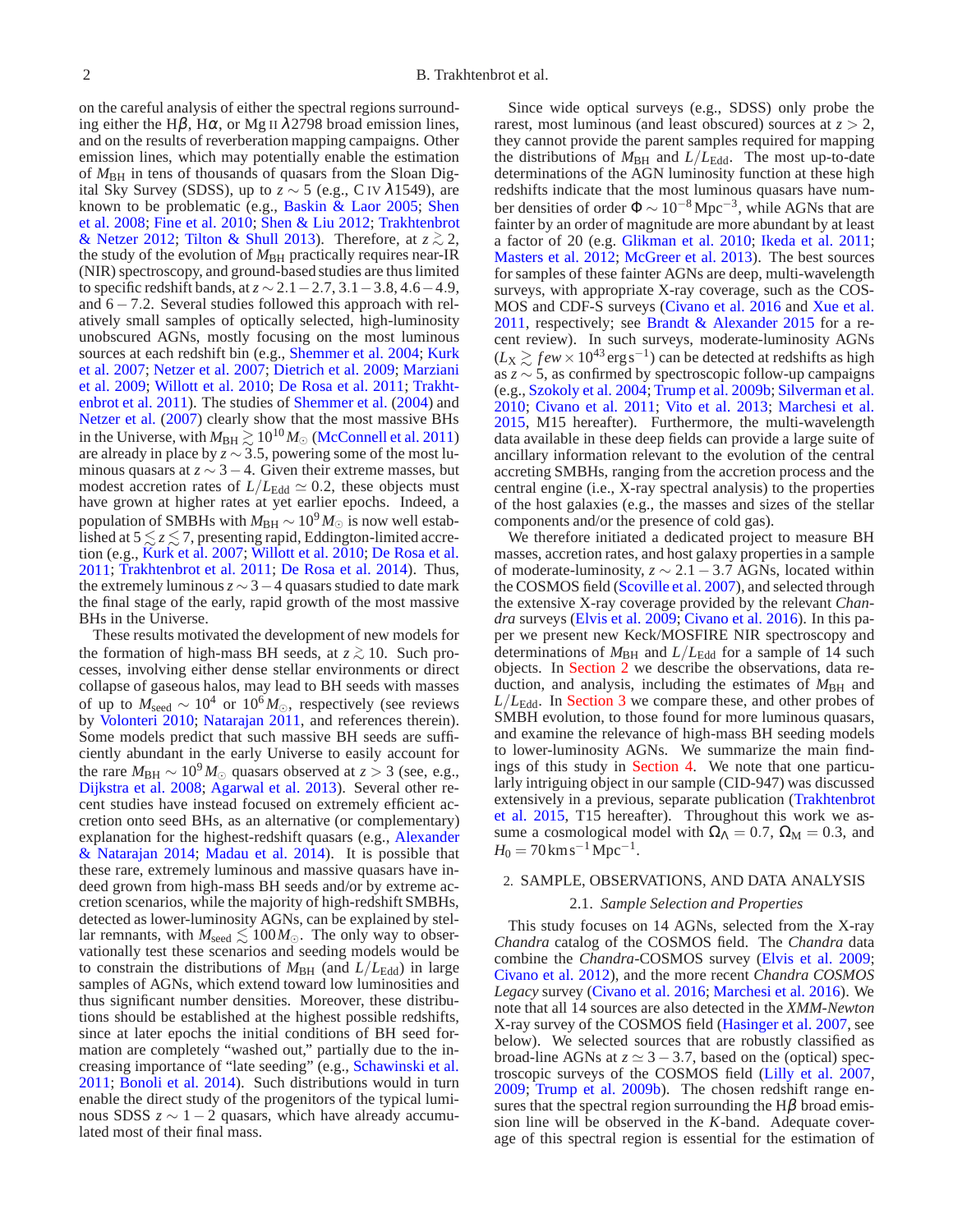on the careful analysis of either the spectral regions surrounding either the H$\beta$, H$\alpha$, or Mg II $\lambda$2798 broad emission lines, and on the results of reverberation mapping campaigns. Other emission lines, which may potentially enable the estimation of $M_{\rm BH}$ in tens of thousands of quasars from the Sloan Digital Sky Survey (SDSS), up to $z \sim 5$ (e.g., C IV $\lambda$1549), are known to be problematic (e.g., Baskin & Laor 2005; Shen et al. 2008; Fine et al. 2010; Shen & Liu 2012; Trakhtenbrot & Netzer 2012; Tilton & Shull 2013). Therefore, at $z \gtrsim 2$, the study of the evolution of $M_{\rm BH}$ practically requires near-IR (NIR) spectroscopy, and ground-based studies are thus limited to specific redshift bands, at $z \sim 2.1-2.7$, $3.1-3.8$, $4.6-4.9$, and $6-7.2$. Several studies followed this approach with relatively small samples of optically selected, high-luminosity unobscured AGNs, mostly focusing on the most luminous sources at each redshift bin (e.g., Shemmer et al. 2004; Kurk et al. 2007; Netzer et al. 2007; Dietrich et al. 2009; Marziani et al. 2009; Willott et al. 2010; De Rosa et al. 2011; Trakhtenbrot et al. 2011). The studies of Shemmer et al. (2004) and Netzer et al. (2007) clearly show that the most massive BHs in the Universe, with $M_{\rm BH} \gtrsim 10^{10} M_{\odot}$ (McConnell et al. 2011) are already in place by $z \sim 3.5$, powering some of the most luminous quasars at $z \sim 3-4$. Given their extreme masses, but modest accretion rates of $L/L_{\rm Edd} \simeq 0.2$, these objects must have grown at higher rates at yet earlier epochs. Indeed, a population of SMBHs with $M_{\rm BH} \sim 10^9 M_{\odot}$ is now well established at $5 \lesssim z \lesssim 7$, presenting rapid, Eddington-limited accretion (e.g., Kurk et al. 2007; Willott et al. 2010; De Rosa et al. 2011; Trakhtenbrot et al. 2011; De Rosa et al. 2014). Thus, the extremely luminous $z \sim 3-4$ quasars studied to date mark the final stage of the early, rapid growth of the most massive BHs in the Universe.

These results motivated the development of new models for the formation of high-mass BH seeds, at $z \gtrsim 10$. Such processes, involving either dense stellar environments or direct collapse of gaseous halos, may lead to BH seeds with masses of up to $M_{\rm seed} \sim 10^4$ or $10^6 M_{\odot}$, respectively (see reviews by Volonteri 2010; Natarajan 2011, and references therein). Some models predict that such massive BH seeds are sufficiently abundant in the early Universe to easily account for the rare $M_{\rm BH} \sim 10^9 M_{\odot}$ quasars observed at $z > 3$ (see, e.g., Dijkstra et al. 2008; Agarwal et al. 2013). Several other recent studies have instead focused on extremely efficient accretion onto seed BHs, as an alternative (or complementary) explanation for the highest-redshift quasars (e.g., Alexander & Natarajan 2014; Madau et al. 2014). It is possible that these rare, extremely luminous and massive quasars have indeed grown from high-mass BH seeds and/or by extreme accretion scenarios, while the majority of high-redshift SMBHs, detected as lower-luminosity AGNs, can be explained by stellar remnants, with $M_{\rm seed} \lesssim 100 M_{\odot}$. The only way to observationally test these scenarios and seeding models would be to constrain the distributions of $M_{\rm BH}$ (and $L/L_{\rm Edd}$) in large samples of AGNs, which extend toward low luminosities and thus significant number densities. Moreover, these distributions should be established at the highest possible redshifts, since at later epochs the initial conditions of BH seed formation are completely "washed out," partially due to the increasing importance of "late seeding" (e.g., Schawinski et al. 2011; Bonoli et al. 2014). Such distributions would in turn enable the direct study of the progenitors of the typical luminous SDSS $z \sim 1-2$ quasars, which have already accumulated most of their final mass.

Since wide optical surveys (e.g., SDSS) only probe the rarest, most luminous (and least obscured) sources at $z > 2$, they cannot provide the parent samples required for mapping the distributions of $M_{\rm BH}$ and $L/L_{\rm Edd}$. The most up-to-date determinations of the AGN luminosity function at these high redshifts indicate that the most luminous quasars have number densities of order $\Phi \sim 10^{-8}\,{\rm Mpc}^{-3}$, while AGNs that are fainter by an order of magnitude are more abundant by at least a factor of 20 (e.g. Glikman et al. 2010; Ikeda et al. 2011; Masters et al. 2012; McGreer et al. 2013). The best sources for samples of these fainter AGNs are deep, multi-wavelength surveys, with appropriate X-ray coverage, such as the COSMOS and CDF-S surveys (Civano et al. 2016 and Xue et al. 2011, respectively; see Brandt & Alexander 2015 for a recent review). In such surveys, moderate-luminosity AGNs ($L_{\rm X} \gtrsim few \times 10^{43}\,{\rm erg\,s^{-1}}$) can be detected at redshifts as high as $z \sim 5$, as confirmed by spectroscopic follow-up campaigns (e.g., Szokoly et al. 2004; Trump et al. 2009b; Silverman et al. 2010; Civano et al. 2011; Vito et al. 2013; Marchesi et al. 2015, M15 hereafter). Furthermore, the multi-wavelength data available in these deep fields can provide a large suite of ancillary information relevant to the evolution of the central accreting SMBHs, ranging from the accretion process and the central engine (i.e., X-ray spectral analysis) to the properties of the host galaxies (e.g., the masses and sizes of the stellar components and/or the presence of cold gas).

We therefore initiated a dedicated project to measure BH masses, accretion rates, and host galaxy properties in a sample of moderate-luminosity, $z \sim 2.1-3.7$ AGNs, located within the COSMOS field (Scoville et al. 2007), and selected through the extensive X-ray coverage provided by the relevant *Chandra* surveys (Elvis et al. 2009; Civano et al. 2016). In this paper we present new Keck/MOSFIRE NIR spectroscopy and determinations of $M_{\rm BH}$ and $L/L_{\rm Edd}$ for a sample of 14 such objects. In Section 2 we describe the observations, data reduction, and analysis, including the estimates of $M_{\rm BH}$ and $L/L_{\rm Edd}$. In Section 3 we compare these, and other probes of SMBH evolution, to those found for more luminous quasars, and examine the relevance of high-mass BH seeding models to lower-luminosity AGNs. We summarize the main findings of this study in Section 4. We note that one particularly intriguing object in our sample (CID-947) was discussed extensively in a previous, separate publication (Trakhtenbrot et al. 2015, T15 hereafter). Throughout this work we assume a cosmological model with $\Omega_{\Lambda} = 0.7$, $\Omega_{\rm M} = 0.3$, and $H_0 = 70\,{\rm km\,s^{-1}\,Mpc^{-1}}$.

## 2. SAMPLE, OBSERVATIONS, AND DATA ANALYSIS

### 2.1. *Sample Selection and Properties*

This study focuses on 14 AGNs, selected from the X-ray *Chandra* catalog of the COSMOS field. The *Chandra* data combine the *Chandra*-COSMOS survey (Elvis et al. 2009; Civano et al. 2012), and the more recent *Chandra COSMOS Legacy* survey (Civano et al. 2016; Marchesi et al. 2016). We note that all 14 sources are also detected in the *XMM-Newton* X-ray survey of the COSMOS field (Hasinger et al. 2007, see below). We selected sources that are robustly classified as broad-line AGNs at $z \simeq 3-3.7$, based on the (optical) spectroscopic surveys of the COSMOS field (Lilly et al. 2007, 2009; Trump et al. 2009b). The chosen redshift range ensures that the spectral region surrounding the H$\beta$ broad emission line will be observed in the *K*-band. Adequate coverage of this spectral region is essential for the estimation of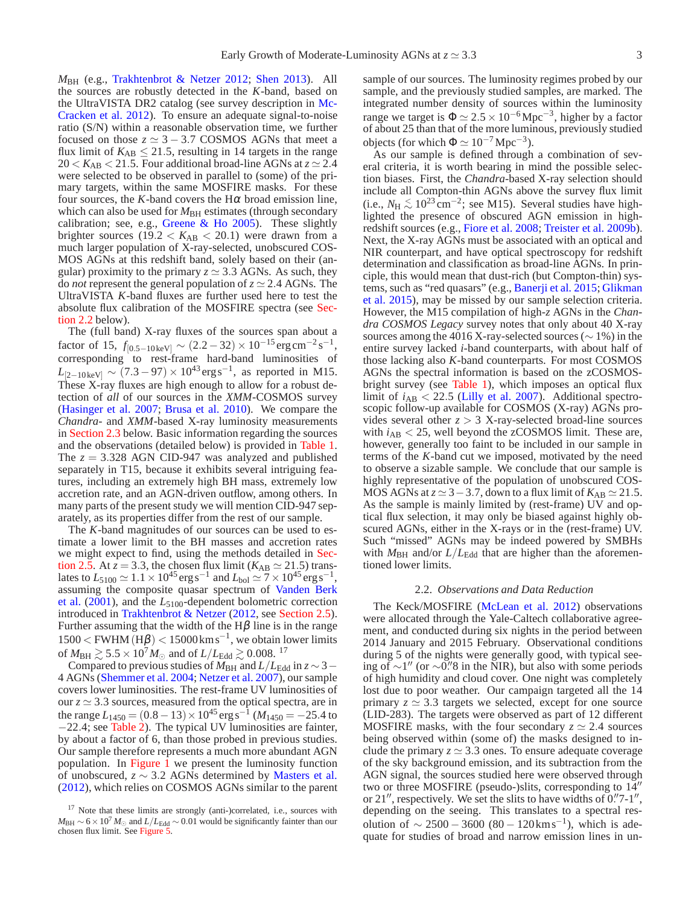$M_{\rm BH}$ (e.g., Trakhtenbrot & Netzer 2012; Shen 2013). All the sources are robustly detected in the $K$-band, based on the UltraVISTA DR2 catalog (see survey description in McCracken et al. 2012). To ensure an adequate signal-to-noise ratio (S/N) within a reasonable observation time, we further focused on those $z \simeq 3-3.7$ COSMOS AGNs that meet a flux limit of $K_{\rm AB} \leq 21.5$, resulting in 14 targets in the range $20 < K_{\rm AB} < 21.5$. Four additional broad-line AGNs at $z \simeq 2.4$ were selected to be observed in parallel to (some) of the primary targets, within the same MOSFIRE masks. For these four sources, the $K$-band covers the H$\alpha$ broad emission line, which can also be used for $M_{\rm BH}$ estimates (through secondary calibration; see, e.g., Greene & Ho 2005). These slightly brighter sources ($19.2 < K_{\rm AB} < 20.1$) were drawn from a much larger population of X-ray-selected, unobscured COSMOS AGNs at this redshift band, solely based on their (angular) proximity to the primary $z \simeq 3.3$ AGNs. As such, they do *not* represent the general population of $z \simeq 2.4$ AGNs. The UltraVISTA $K$-band fluxes are further used here to test the absolute flux calibration of the MOSFIRE spectra (see Section 2.2 below).

The (full band) X-ray fluxes of the sources span about a factor of 15, $f_{[0.5-10\,{\rm keV}]} \sim (2.2-32) \times 10^{-15}\,{\rm erg\,cm^{-2}\,s^{-1}}$, corresponding to rest-frame hard-band luminosities of $L_{[2-10\,{\rm keV}]} \sim (7.3-97) \times 10^{43}\,{\rm erg\,s^{-1}}$, as reported in M15. These X-ray fluxes are high enough to allow for a robust detection of *all* of our sources in the *XMM*-COSMOS survey (Hasinger et al. 2007; Brusa et al. 2010). We compare the *Chandra*- and *XMM*-based X-ray luminosity measurements in Section 2.3 below. Basic information regarding the sources and the observations (detailed below) is provided in Table 1. The $z = 3.328$ AGN CID-947 was analyzed and published separately in T15, because it exhibits several intriguing features, including an extremely high BH mass, extremely low accretion rate, and an AGN-driven outflow, among others. In many parts of the present study we will mention CID-947 separately, as its properties differ from the rest of our sample.

The $K$-band magnitudes of our sources can be used to estimate a lower limit to the BH masses and accretion rates we might expect to find, using the methods detailed in Section 2.5. At $z = 3.3$, the chosen flux limit ($K_{\rm AB} \simeq 21.5$) translates to $L_{5100} \simeq 1.1 \times 10^{45}\,{\rm erg\,s^{-1}}$ and $L_{\rm bol} \simeq 7 \times 10^{45}\,{\rm erg\,s^{-1}}$, assuming the composite quasar spectrum of Vanden Berk et al. (2001), and the $L_{5100}$-dependent bolometric correction introduced in Trakhtenbrot & Netzer (2012, see Section 2.5). Further assuming that the width of the H$\beta$ line is in the range $1500 < {\rm FWHM}({\rm H}\beta) < 15000\,{\rm km\,s^{-1}}$, we obtain lower limits of $M_{\rm BH} \gtrsim 5.5 \times 10^{7} M_{\odot}$ and of $L/L_{\rm Edd} \gtrsim 0.008$. [17]

Compared to previous studies of $M_{\rm BH}$ and $L/L_{\rm Edd}$ in $z \sim 3-4$ AGNs (Shemmer et al. 2004; Netzer et al. 2007), our sample covers lower luminosities. The rest-frame UV luminosities of our $z \simeq 3.3$ sources, measured from the optical spectra, are in the range $L_{1450} = (0.8-13) \times 10^{45}\,{\rm erg\,s^{-1}}$ ($M_{1450} = -25.4$ to $-22.4$; see Table 2). The typical UV luminosities are fainter, by about a factor of 6, than those probed in previous studies. Our sample therefore represents a much more abundant AGN population. In Figure 1 we present the luminosity function of unobscured, $z \sim 3.2$ AGNs determined by Masters et al. (2012), which relies on COSMOS AGNs similar to the parent sample of our sources. The luminosity regimes probed by our sample, and the previously studied samples, are marked. The integrated number density of sources within the luminosity range we target is $\Phi \simeq 2.5 \times 10^{-6}\,{\rm Mpc^{-3}}$, higher by a factor of about 25 than that of the more luminous, previously studied objects (for which $\Phi \simeq 10^{-7}\,{\rm Mpc^{-3}}$).

As our sample is defined through a combination of several criteria, it is worth bearing in mind the possible selection biases. First, the *Chandra*-based X-ray selection should include all Compton-thin AGNs above the survey flux limit (i.e., $N_{\rm H} \lesssim 10^{23}\,{\rm cm^{-2}}$; see M15). Several studies have highlighted the presence of obscured AGN emission in high-redshift sources (e.g., Fiore et al. 2008; Treister et al. 2009b). Next, the X-ray AGNs must be associated with an optical and NIR counterpart, and have optical spectroscopy for redshift determination and classification as broad-line AGNs. In principle, this would mean that dust-rich (but Compton-thin) systems, such as "red quasars" (e.g., Banerji et al. 2015; Glikman et al. 2015), may be missed by our sample selection criteria. However, the M15 compilation of high-$z$ AGNs in the *Chandra COSMOS Legacy* survey notes that only about 40 X-ray sources among the 4016 X-ray-selected sources ($\sim 1\%$) in the entire survey lacked $i$-band counterparts, with about half of those lacking also $K$-band counterparts. For most COSMOS AGNs the spectral information is based on the zCOSMOS-bright survey (see Table 1), which imposes an optical flux limit of $i_{\rm AB} < 22.5$ (Lilly et al. 2007). Additional spectroscopic follow-up available for COSMOS (X-ray) AGNs provides several other $z > 3$ X-ray-selected broad-line sources with $i_{\rm AB} < 25$, well beyond the zCOSMOS limit. These are, however, generally too faint to be included in our sample in terms of the $K$-band cut we imposed, motivated by the need to observe a sizable sample. We conclude that our sample is highly representative of the population of unobscured COSMOS AGNs at $z \simeq 3-3.7$, down to a flux limit of $K_{\rm AB} \simeq 21.5$. As the sample is mainly limited by (rest-frame) UV and optical flux selection, it may only be biased against highly obscured AGNs, either in the X-rays or in the (rest-frame) UV. Such "missed" AGNs may be indeed powered by SMBHs with $M_{\rm BH}$ and/or $L/L_{\rm Edd}$ that are higher than the aforementioned lower limits.

### 2.2. *Observations and Data Reduction*

The Keck/MOSFIRE (McLean et al. 2012) observations were allocated through the Yale-Caltech collaborative agreement, and conducted during six nights in the period between 2014 January and 2015 February. Observational conditions during 5 of the nights were generally good, with typical seeing of $\sim 1''$ (or $\sim 0\farcs8$ in the NIR), but also with some periods of high humidity and cloud cover. One night was completely lost due to poor weather. Our campaign targeted all the 14 primary $z \simeq 3.3$ targets we selected, except for one source (LID-283). The targets were observed as part of 12 different MOSFIRE masks, with the four secondary $z \simeq 2.4$ sources being observed within (some of) the masks designed to include the primary $z \simeq 3.3$ ones. To ensure adequate coverage of the sky background emission, and its subtraction from the AGN signal, the sources studied here were observed through two or three MOSFIRE (pseudo-)slits, corresponding to $14''$ or $21''$, respectively. We set the slits to have widths of $0\farcs7$-$1''$, depending on the seeing. This translates to a spectral resolution of $\sim 2500-3600$ ($80-120\,{\rm km\,s^{-1}}$), which is adequate for studies of broad and narrow emission lines in un-

[17] Note that these limits are strongly (anti-)correlated, i.e., sources with $M_{\rm BH} \sim 6 \times 10^{7} M_{\odot}$ and $L/L_{\rm Edd} \sim 0.01$ would be significantly fainter than our chosen flux limit. See Figure 5.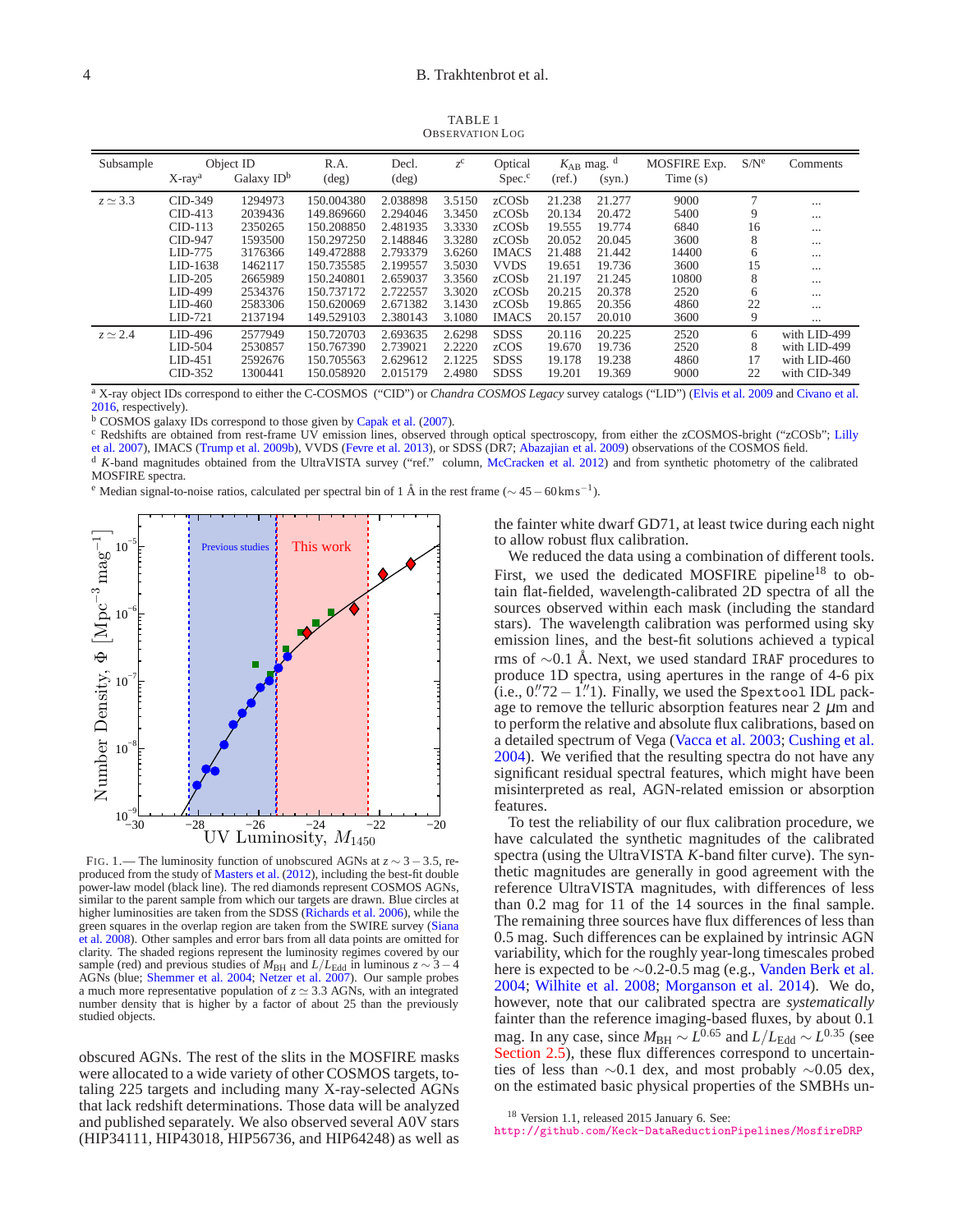TABLE 1
OBSERVATION LOG

| Subsample | Object ID X-ray[a] | Galaxy ID[b] | R.A. (deg) | Decl. (deg) | $z$[c] | Optical Spec.[c] | $K_{AB}$ mag.[d] (ref.) | (syn.) | MOSFIRE Exp. Time (s) | S/N[e] | Comments |
|---|---|---|---|---|---|---|---|---|---|---|---|
| $z \simeq 3.3$ | CID-349 | 1294973 | 150.004380 | 2.038898 | 3.5150 | zCOSb | 21.238 | 21.277 | 9000 | 7 | ... |
| | CID-413 | 2039436 | 149.869660 | 2.294046 | 3.3450 | zCOSb | 20.134 | 20.472 | 5400 | 9 | ... |
| | CID-113 | 2350265 | 150.208850 | 2.481935 | 3.3330 | zCOSb | 19.555 | 19.774 | 6840 | 16 | ... |
| | CID-947 | 1593500 | 150.297250 | 2.148846 | 3.3280 | zCOSb | 20.052 | 20.045 | 3600 | 8 | ... |
| | LID-775 | 3176366 | 149.472888 | 2.793379 | 3.6260 | IMACS | 21.488 | 21.442 | 14400 | 6 | ... |
| | LID-1638 | 1462117 | 150.735585 | 2.199557 | 3.5030 | VVDS | 19.651 | 19.736 | 3600 | 15 | ... |
| | LID-205 | 2665989 | 150.240801 | 2.659037 | 3.3560 | zCOSb | 21.197 | 21.245 | 10800 | 8 | ... |
| | LID-499 | 2534376 | 150.737172 | 2.722557 | 3.3020 | zCOSb | 20.215 | 20.378 | 2520 | 6 | ... |
| | LID-460 | 2583306 | 150.620069 | 2.671382 | 3.1430 | zCOSb | 19.865 | 20.356 | 4860 | 22 | ... |
| | LID-721 | 2137194 | 149.529103 | 2.380143 | 3.1080 | IMACS | 20.157 | 20.010 | 3600 | 9 | ... |
| $z \simeq 2.4$ | LID-496 | 2577949 | 150.720703 | 2.693635 | 2.6298 | SDSS | 20.116 | 20.225 | 2520 | 6 | with LID-499 |
| | LID-504 | 2530857 | 150.767390 | 2.739021 | 2.2220 | zCOS | 19.670 | 19.736 | 2520 | 8 | with LID-499 |
| | LID-451 | 2592676 | 150.705563 | 2.629612 | 2.1225 | SDSS | 19.178 | 19.238 | 4860 | 17 | with LID-460 |
| | CID-352 | 1300441 | 150.058920 | 2.015179 | 2.4980 | SDSS | 19.201 | 19.369 | 9000 | 22 | with CID-349 |

[a] X-ray object IDs correspond to either the C-COSMOS ("CID") or *Chandra COSMOS Legacy* survey catalogs ("LID") (Elvis et al. 2009 and Civano et al. 2016, respectively).
[b] COSMOS galaxy IDs correspond to those given by Capak et al. (2007).
[c] Redshifts are obtained from rest-frame UV emission lines, observed through optical spectroscopy, from either the zCOSMOS-bright ("zCOSb"; Lilly et al. 2007), IMACS (Trump et al. 2009b), VVDS (Fevre et al. 2013), or SDSS (DR7; Abazajian et al. 2009) observations of the COSMOS field.
[d] $K$-band magnitudes obtained from the UltraVISTA survey ("ref." column, McCracken et al. 2012) and from synthetic photometry of the calibrated MOSFIRE spectra.
[e] Median signal-to-noise ratios, calculated per spectral bin of 1 Å in the rest frame ($\sim 45-60\,\mathrm{km\,s^{-1}}$).

FIG. 1.— The luminosity function of unobscured AGNs at $z \sim 3-3.5$, reproduced from the study of Masters et al. (2012), including the best-fit double power-law model (black line). The red diamonds represent COSMOS AGNs, similar to the parent sample from which our targets are drawn. Blue circles at higher luminosities are taken from the SDSS (Richards et al. 2006), while the green squares in the overlap region are taken from the SWIRE survey (Siana et al. 2008). Other samples and error bars from all data points are omitted for clarity. The shaded regions represent the luminosity regimes covered by our sample (red) and previous studies of $M_{\rm BH}$ and $L/L_{\rm Edd}$ in luminous $z \sim 3-4$ AGNs (blue; Shemmer et al. 2004; Netzer et al. 2007). Our sample probes a much more representative population of $z \simeq 3.3$ AGNs, with an integrated number density that is higher by a factor of about 25 than the previously studied objects.

obscured AGNs. The rest of the slits in the MOSFIRE masks were allocated to a wide variety of other COSMOS targets, totaling 225 targets and including many X-ray-selected AGNs that lack redshift determinations. Those data will be analyzed and published separately. We also observed several A0V stars (HIP34111, HIP43018, HIP56736, and HIP64248) as well as the fainter white dwarf GD71, at least twice during each night to allow robust flux calibration.

We reduced the data using a combination of different tools. First, we used the dedicated MOSFIRE pipeline[18] to obtain flat-fielded, wavelength-calibrated 2D spectra of all the sources observed within each mask (including the standard stars). The wavelength calibration was performed using sky emission lines, and the best-fit solutions achieved a typical rms of $\sim$0.1 Å. Next, we used standard IRAF procedures to produce 1D spectra, using apertures in the range of 4-6 pix (i.e., $0\farcs72 - 1\farcs1$). Finally, we used the Spextool IDL package to remove the telluric absorption features near 2 $\mu$m and to perform the relative and absolute flux calibrations, based on a detailed spectrum of Vega (Vacca et al. 2003; Cushing et al. 2004). We verified that the resulting spectra do not have any significant residual spectral features, which might have been misinterpreted as real, AGN-related emission or absorption features.

To test the reliability of our flux calibration procedure, we have calculated the synthetic magnitudes of the calibrated spectra (using the UltraVISTA $K$-band filter curve). The synthetic magnitudes are generally in good agreement with the reference UltraVISTA magnitudes, with differences of less than 0.2 mag for 11 of the 14 sources in the final sample. The remaining three sources have flux differences of less than 0.5 mag. Such differences can be explained by intrinsic AGN variability, which for the roughly year-long timescales probed here is expected to be $\sim$0.2-0.5 mag (e.g., Vanden Berk et al. 2004; Wilhite et al. 2008; Morganson et al. 2014). We do, however, note that our calibrated spectra are *systematically* fainter than the reference imaging-based fluxes, by about 0.1 mag. In any case, since $M_{\rm BH} \sim L^{0.65}$ and $L/L_{\rm Edd} \sim L^{0.35}$ (see Section 2.5), these flux differences correspond to uncertainties of less than $\sim$0.1 dex, and most probably $\sim$0.05 dex, on the estimated basic physical properties of the SMBHs un-

[18] Version 1.1, released 2015 January 6. See: http://github.com/Keck-DataReductionPipelines/MosfireDRP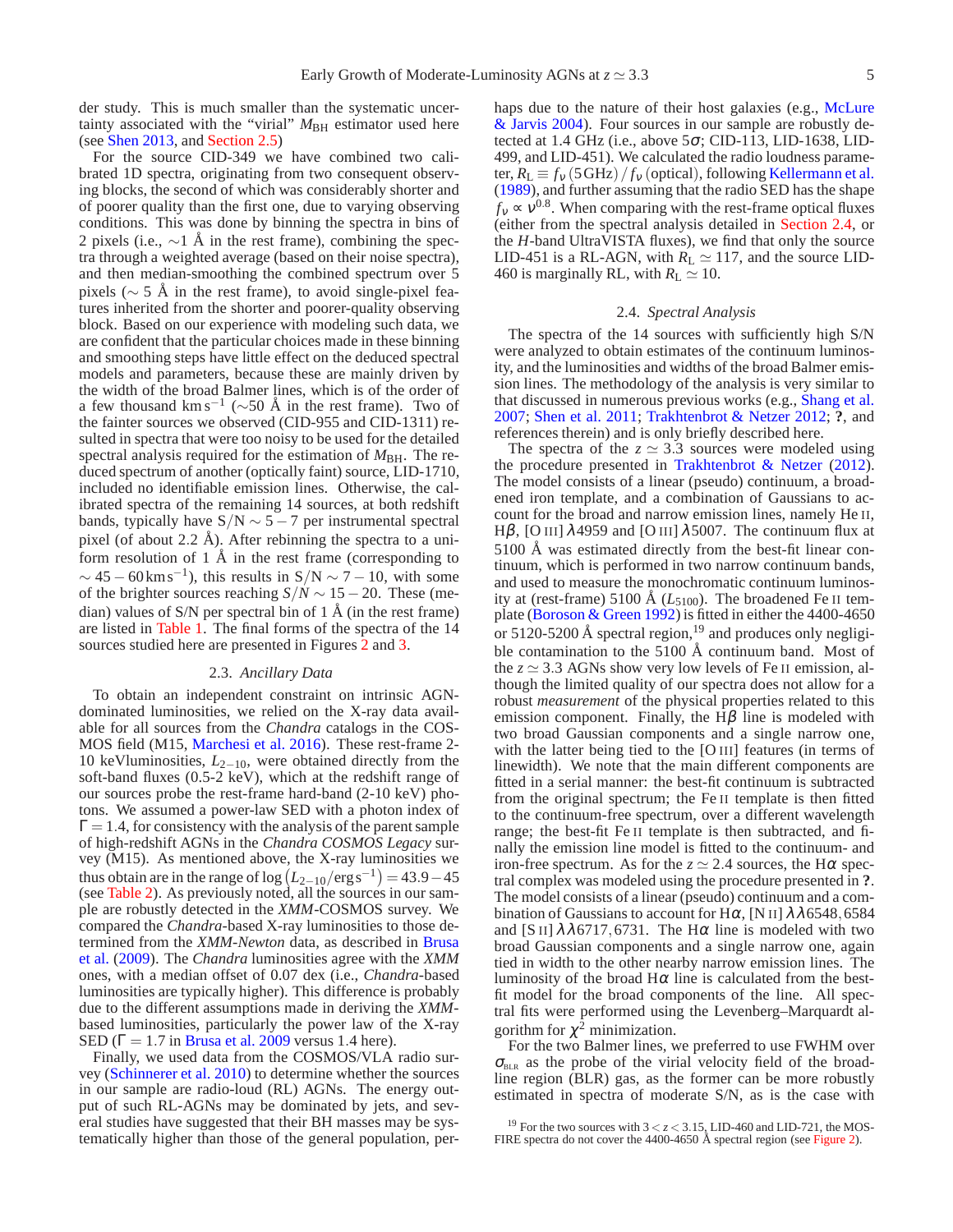der study. This is much smaller than the systematic uncertainty associated with the "virial" $M_{\rm BH}$ estimator used here (see Shen 2013, and Section 2.5)

For the source CID-349 we have combined two calibrated 1D spectra, originating from two consequent observing blocks, the second of which was considerably shorter and of poorer quality than the first one, due to varying observing conditions. This was done by binning the spectra in bins of 2 pixels (i.e., $\sim$1 Å in the rest frame), combining the spectra through a weighted average (based on their noise spectra), and then median-smoothing the combined spectrum over 5 pixels ($\sim$ 5 Å in the rest frame), to avoid single-pixel features inherited from the shorter and poorer-quality observing block. Based on our experience with modeling such data, we are confident that the particular choices made in these binning and smoothing steps have little effect on the deduced spectral models and parameters, because these are mainly driven by the width of the broad Balmer lines, which is of the order of a few thousand $\rm km\,s^{-1}$ ($\sim$50 Å in the rest frame). Two of the fainter sources we observed (CID-955 and CID-1311) resulted in spectra that were too noisy to be used for the detailed spectral analysis required for the estimation of $M_{\rm BH}$. The reduced spectrum of another (optically faint) source, LID-1710, included no identifiable emission lines. Otherwise, the calibrated spectra of the remaining 14 sources, at both redshift bands, typically have $\rm S/N \sim 5-7$ per instrumental spectral pixel (of about 2.2 Å). After rebinning the spectra to a uniform resolution of 1 Å in the rest frame (corresponding to $\sim 45-60\,\rm km\,s^{-1}$), this results in $\rm S/N \sim 7-10$, with some of the brighter sources reaching $S/N \sim 15-20$. These (median) values of S/N per spectral bin of 1 Å (in the rest frame) are listed in Table 1. The final forms of the spectra of the 14 sources studied here are presented in Figures 2 and 3.

### 2.3. *Ancillary Data*

To obtain an independent constraint on intrinsic AGN-dominated luminosities, we relied on the X-ray data available for all sources from the *Chandra* catalogs in the COSMOS field (M15, Marchesi et al. 2016). These rest-frame 2-10 keVluminosities, $L_{2-10}$, were obtained directly from the soft-band fluxes (0.5-2 keV), which at the redshift range of our sources probe the rest-frame hard-band (2-10 keV) photons. We assumed a power-law SED with a photon index of $\Gamma = 1.4$, for consistency with the analysis of the parent sample of high-redshift AGNs in the *Chandra COSMOS Legacy* survey (M15). As mentioned above, the X-ray luminosities we thus obtain are in the range of $\log\left(L_{2-10}/\rm erg\,s^{-1}\right) = 43.9-45$ (see Table 2). As previously noted, all the sources in our sample are robustly detected in the *XMM*-COSMOS survey. We compared the *Chandra*-based X-ray luminosities to those determined from the *XMM-Newton* data, as described in Brusa et al. (2009). The *Chandra* luminosities agree with the *XMM* ones, with a median offset of 0.07 dex (i.e., *Chandra*-based luminosities are typically higher). This difference is probably due to the different assumptions made in deriving the *XMM*-based luminosities, particularly the power law of the X-ray SED ($\Gamma = 1.7$ in Brusa et al. 2009 versus 1.4 here).

Finally, we used data from the COSMOS/VLA radio survey (Schinnerer et al. 2010) to determine whether the sources in our sample are radio-loud (RL) AGNs. The energy output of such RL-AGNs may be dominated by jets, and several studies have suggested that their BH masses may be systematically higher than those of the general population, perhaps due to the nature of their host galaxies (e.g., McLure & Jarvis 2004). Four sources in our sample are robustly detected at 1.4 GHz (i.e., above $5\sigma$; CID-113, LID-1638, LID-499, and LID-451). We calculated the radio loudness parameter, $R_{\rm L} \equiv f_{\nu}\left(5\,\rm GHz\right)/f_{\nu}\left(\rm optical\right)$, following Kellermann et al. (1989), and further assuming that the radio SED has the shape $f_{\nu} \propto \nu^{0.8}$. When comparing with the rest-frame optical fluxes (either from the spectral analysis detailed in Section 2.4, or the *H*-band UltraVISTA fluxes), we find that only the source LID-451 is a RL-AGN, with $R_{\rm L} \simeq 117$, and the source LID-460 is marginally RL, with $R_{\rm L} \simeq 10$.

### 2.4. *Spectral Analysis*

The spectra of the 14 sources with sufficiently high S/N were analyzed to obtain estimates of the continuum luminosity, and the luminosities and widths of the broad Balmer emission lines. The methodology of the analysis is very similar to that discussed in numerous previous works (e.g., Shang et al. 2007; Shen et al. 2011; Trakhtenbrot & Netzer 2012; ?, and references therein) and is only briefly described here.

The spectra of the $z \simeq 3.3$ sources were modeled using the procedure presented in Trakhtenbrot & Netzer (2012). The model consists of a linear (pseudo) continuum, a broadened iron template, and a combination of Gaussians to account for the broad and narrow emission lines, namely He II, H$\beta$, [O III] $\lambda$4959 and [O III] $\lambda$5007. The continuum flux at 5100 Å was estimated directly from the best-fit linear continuum, which is performed in two narrow continuum bands, and used to measure the monochromatic continuum luminosity at (rest-frame) 5100 Å ($L_{5100}$). The broadened Fe II template (Boroson & Green 1992) is fitted in either the 4400-4650 or 5120-5200 Å spectral region,[19] and produces only negligible contamination to the 5100 Å continuum band. Most of the $z \simeq 3.3$ AGNs show very low levels of Fe II emission, although the limited quality of our spectra does not allow for a robust *measurement* of the physical properties related to this emission component. Finally, the H$\beta$ line is modeled with two broad Gaussian components and a single narrow one, with the latter being tied to the [O III] features (in terms of linewidth). We note that the main different components are fitted in a serial manner: the best-fit continuum is subtracted from the original spectrum; the Fe II template is then fitted to the continuum-free spectrum, over a different wavelength range; the best-fit Fe II template is then subtracted, and finally the emission line model is fitted to the continuum- and iron-free spectrum. As for the $z \simeq 2.4$ sources, the H$\alpha$ spectral complex was modeled using the procedure presented in ?. The model consists of a linear (pseudo) continuum and a combination of Gaussians to account for H$\alpha$, [N II] $\lambda\lambda$6548, 6584 and [S II] $\lambda\lambda$6717, 6731. The H$\alpha$ line is modeled with two broad Gaussian components and a single narrow one, again tied in width to the other nearby narrow emission lines. The luminosity of the broad H$\alpha$ line is calculated from the best-fit model for the broad components of the line. All spectral fits were performed using the Levenberg–Marquardt algorithm for $\chi^2$ minimization.

For the two Balmer lines, we preferred to use FWHM over $\sigma_{\rm BLR}$ as the probe of the virial velocity field of the broad-line region (BLR) gas, as the former can be more robustly estimated in spectra of moderate S/N, as is the case with

[19] For the two sources with $3 < z < 3.15$, LID-460 and LID-721, the MOSFIRE spectra do not cover the 4400-4650 Å spectral region (see Figure 2).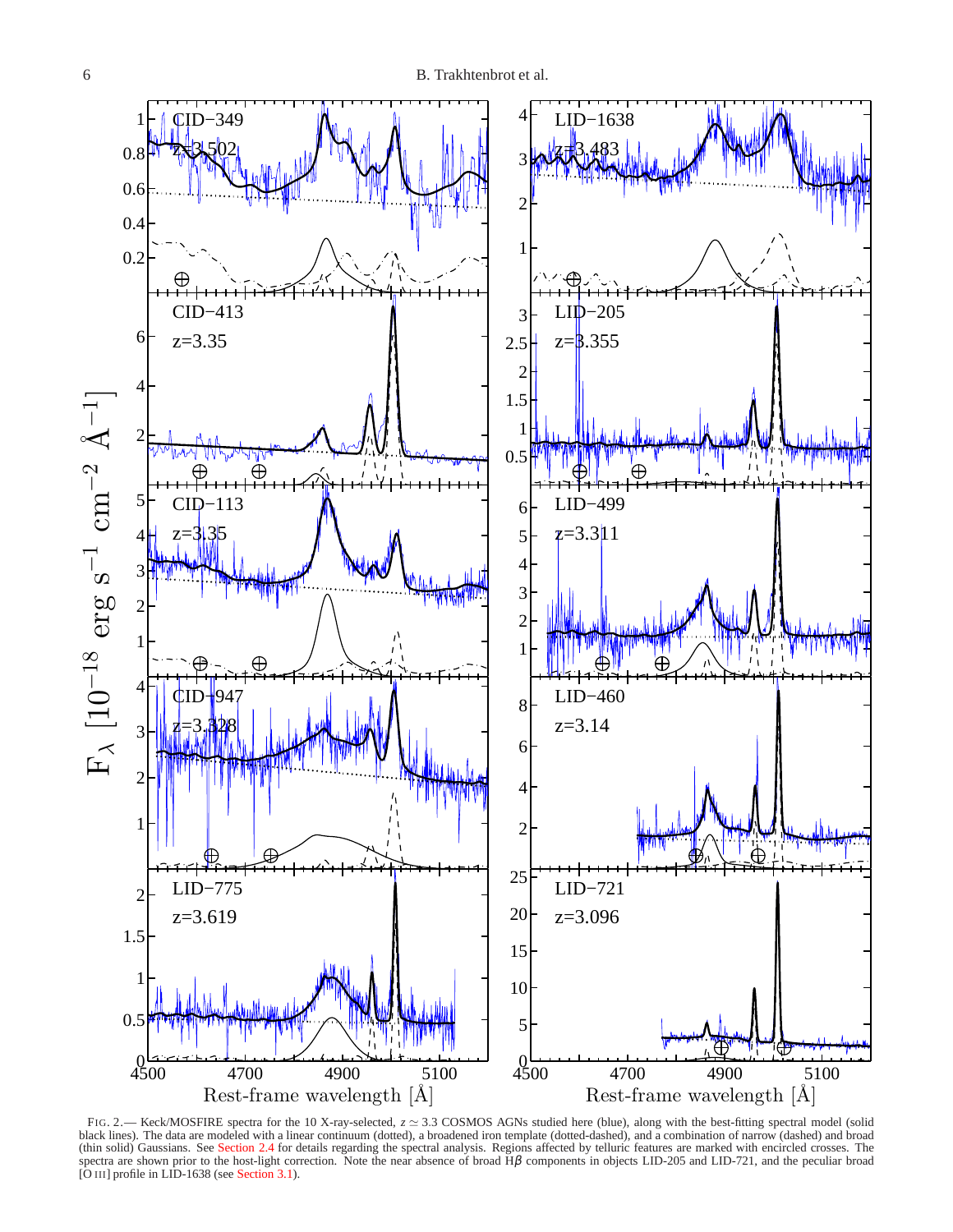FIG. 2.— Keck/MOSFIRE spectra for the 10 X-ray-selected, $z \simeq 3.3$ COSMOS AGNs studied here (blue), along with the best-fitting spectral model (solid black lines). The data are modeled with a linear continuum (dotted), a broadened iron template (dotted-dashed), and a combination of narrow (dashed) and broad (thin solid) Gaussians. See Section 2.4 for details regarding the spectral analysis. Regions affected by telluric features are marked with encircled crosses. The spectra are shown prior to the host-light correction. Note the near absence of broad H$\beta$ components in objects LID-205 and LID-721, and the peculiar broad [O III] profile in LID-1638 (see Section 3.1).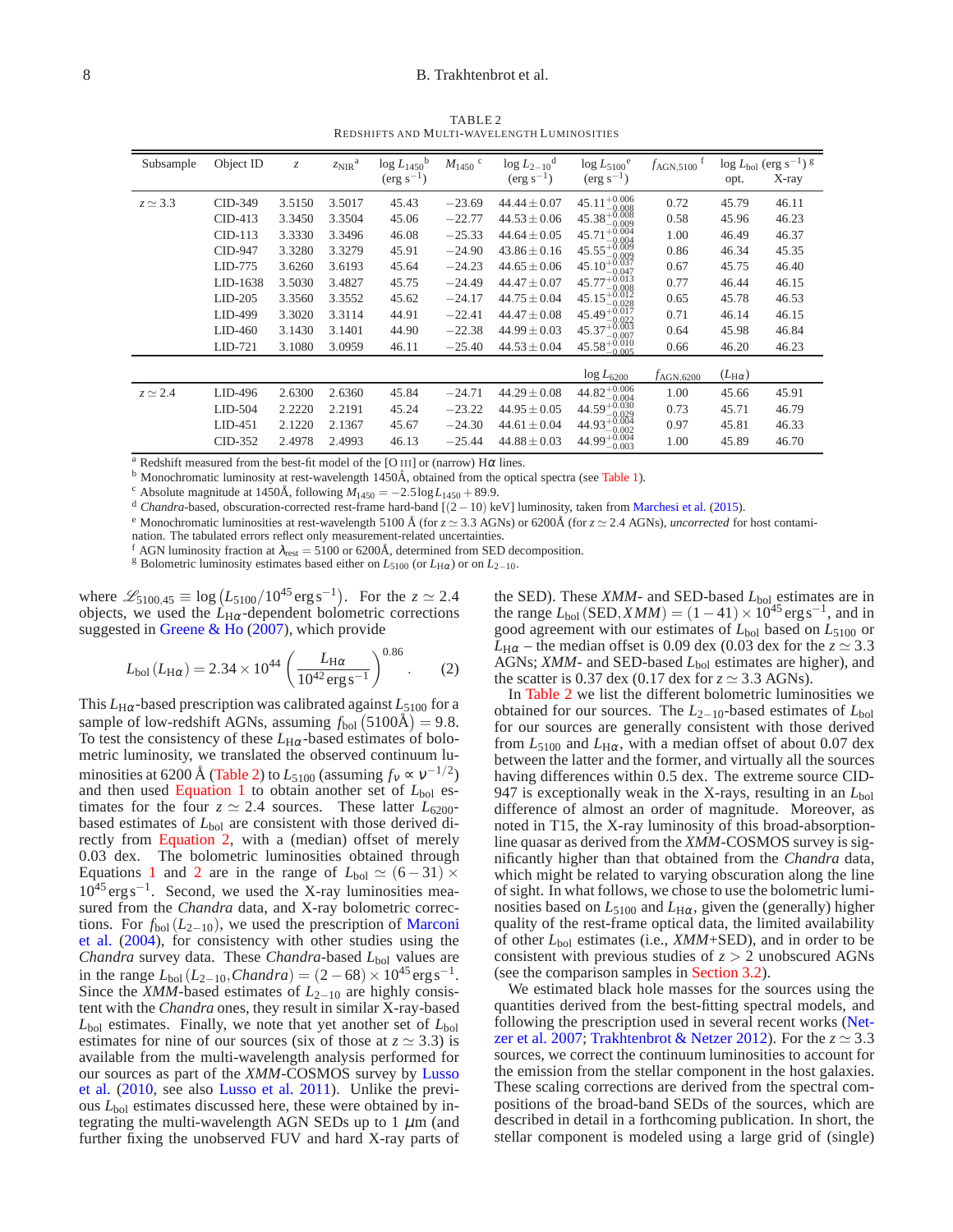TABLE 2
REDSHIFTS AND MULTI-WAVELENGTH LUMINOSITIES

| Subsample | Object ID | $z$ | $z_{\rm NIR}$[a] | $\log L_{1450}$[b] (erg s$^{-1}$) | $M_{1450}$[c] | $\log L_{2-10}$[d] (erg s$^{-1}$) | $\log L_{5100}$[e] (erg s$^{-1}$) | $f_{\rm AGN,5100}$[f] | $\log L_{\rm bol}$ (erg s$^{-1}$)[g] opt. | X-ray |
|---|---|---|---|---|---|---|---|---|---|---|
| $z \simeq 3.3$ | CID-349 | 3.5150 | 3.5017 | 45.43 | $-23.69$ | $44.44 \pm 0.07$ | $45.11^{+0.006}_{-0.008}$ | 0.72 | 45.79 | 46.11 |
| | CID-413 | 3.3450 | 3.3504 | 45.06 | $-22.77$ | $44.53 \pm 0.06$ | $45.38^{+0.008}_{-0.009}$ | 0.58 | 45.96 | 46.23 |
| | CID-113 | 3.3330 | 3.3496 | 46.08 | $-25.33$ | $44.64 \pm 0.05$ | $45.71^{+0.004}_{-0.004}$ | 1.00 | 46.49 | 46.37 |
| | CID-947 | 3.3280 | 3.3279 | 45.91 | $-24.90$ | $43.86 \pm 0.16$ | $45.55^{+0.009}_{-0.009}$ | 0.86 | 46.34 | 45.35 |
| | LID-775 | 3.6260 | 3.6193 | 45.64 | $-24.23$ | $44.65 \pm 0.06$ | $45.10^{+0.037}_{-0.047}$ | 0.67 | 45.75 | 46.40 |
| | LID-1638 | 3.5030 | 3.4827 | 45.75 | $-24.49$ | $44.47 \pm 0.07$ | $45.77^{+0.013}_{-0.008}$ | 0.77 | 46.44 | 46.15 |
| | LID-205 | 3.3560 | 3.3552 | 45.62 | $-24.17$ | $44.75 \pm 0.04$ | $45.15^{+0.012}_{-0.028}$ | 0.65 | 45.78 | 46.53 |
| | LID-499 | 3.3020 | 3.3114 | 44.91 | $-22.41$ | $44.47 \pm 0.08$ | $45.49^{+0.017}_{-0.022}$ | 0.71 | 46.14 | 46.15 |
| | LID-460 | 3.1430 | 3.1401 | 44.90 | $-22.38$ | $44.99 \pm 0.03$ | $45.37^{+0.003}_{-0.007}$ | 0.64 | 45.98 | 46.84 |
| | LID-721 | 3.1080 | 3.0959 | 46.11 | $-25.40$ | $44.53 \pm 0.04$ | $45.58^{+0.010}_{-0.005}$ | 0.66 | 46.20 | 46.23 |
| | | | | | | | $\log L_{6200}$ | $f_{\rm AGN,6200}$ | $(L_{\rm H\alpha})$ | |
| $z \simeq 2.4$ | LID-496 | 2.6300 | 2.6360 | 45.84 | $-24.71$ | $44.29 \pm 0.08$ | $44.82^{+0.006}_{-0.004}$ | 1.00 | 45.66 | 45.91 |
| | LID-504 | 2.2220 | 2.2191 | 45.24 | $-23.22$ | $44.95 \pm 0.05$ | $44.59^{+0.030}_{-0.029}$ | 0.73 | 45.71 | 46.79 |
| | LID-451 | 2.1220 | 2.1367 | 45.67 | $-24.30$ | $44.61 \pm 0.04$ | $44.93^{+0.004}_{-0.002}$ | 0.97 | 45.81 | 46.33 |
| | CID-352 | 2.4978 | 2.4993 | 46.13 | $-25.44$ | $44.88 \pm 0.03$ | $44.99^{+0.004}_{-0.003}$ | 1.00 | 45.89 | 46.70 |

[a] Redshift measured from the best-fit model of the [O III] or (narrow) H$\alpha$ lines.
[b] Monochromatic luminosity at rest-wavelength 1450Å, obtained from the optical spectra (see Table 1).
[c] Absolute magnitude at 1450Å, following $M_{1450} = -2.5 \log L_{1450} + 89.9$.
[d] *Chandra*-based, obscuration-corrected rest-frame hard-band [(2−10) keV] luminosity, taken from Marchesi et al. (2015).
[e] Monochromatic luminosities at rest-wavelength 5100 Å (for $z \simeq 3.3$ AGNs) or 6200Å (for $z \simeq 2.4$ AGNs), *uncorrected* for host contamination. The tabulated errors reflect only measurement-related uncertainties.
[f] AGN luminosity fraction at $\lambda_{\rm rest} = 5100$ or 6200Å, determined from SED decomposition.
[g] Bolometric luminosity estimates based either on $L_{5100}$ (or $L_{\rm H\alpha}$) or on $L_{2-10}$.

where $\mathscr{L}_{5100,45} \equiv \log\left(L_{5100}/10^{45}\,{\rm erg\,s^{-1}}\right)$. For the $z \simeq 2.4$ objects, we used the $L_{\rm H\alpha}$-dependent bolometric corrections suggested in Greene & Ho (2007), which provide

$$L_{\rm bol}\left(L_{\rm H\alpha}\right) = 2.34 \times 10^{44} \left(\frac{L_{\rm H\alpha}}{10^{42}\,{\rm erg\,s^{-1}}}\right)^{0.86} . \quad (2)$$

This $L_{\rm H\alpha}$-based prescription was calibrated against $L_{5100}$ for a sample of low-redshift AGNs, assuming $f_{\rm bol}\left(5100{\rm Å}\right) = 9.8$. To test the consistency of these $L_{\rm H\alpha}$-based estimates of bolometric luminosity, we translated the observed continuum luminosities at 6200 Å (Table 2) to $L_{5100}$ (assuming $f_\nu \propto \nu^{-1/2}$) and then used Equation 1 to obtain another set of $L_{\rm bol}$ estimates for the four $z \simeq 2.4$ sources. These latter $L_{6200}$-based estimates of $L_{\rm bol}$ are consistent with those derived directly from Equation 2, with a (median) offset of merely 0.03 dex. The bolometric luminosities obtained through Equations 1 and 2 are in the range of $L_{\rm bol} \simeq (6-31) \times 10^{45}\,{\rm erg\,s^{-1}}$. Second, we used the X-ray luminosities measured from the *Chandra* data, and X-ray bolometric corrections. For $f_{\rm bol}\left(L_{2-10}\right)$, we used the prescription of Marconi et al. (2004), for consistency with other studies using the *Chandra* survey data. These *Chandra*-based $L_{\rm bol}$ values are in the range $L_{\rm bol}\left(L_{2-10},Chandra\right) = (2-68) \times 10^{45}\,{\rm erg\,s^{-1}}$. Since the *XMM*-based estimates of $L_{2-10}$ are highly consistent with the *Chandra* ones, they result in similar X-ray-based $L_{\rm bol}$ estimates. Finally, we note that yet another set of $L_{\rm bol}$ estimates for nine of our sources (six of those at $z \simeq 3.3$) is available from the multi-wavelength analysis performed for our sources as part of the *XMM*-COSMOS survey by Lusso et al. (2010, see also Lusso et al. 2011). Unlike the previous $L_{\rm bol}$ estimates discussed here, these were obtained by integrating the multi-wavelength AGN SEDs up to 1 $\mu$m (and further fixing the unobserved FUV and hard X-ray parts of the SED). These *XMM*- and SED-based $L_{\rm bol}$ estimates are in the range $L_{\rm bol}\left({\rm SED},XMM\right) = (1-41) \times 10^{45}\,{\rm erg\,s^{-1}}$, and in good agreement with our estimates of $L_{\rm bol}$ based on $L_{5100}$ or $L_{\rm H\alpha}$ – the median offset is 0.09 dex (0.03 dex for the $z \simeq 3.3$ AGNs; *XMM*- and SED-based $L_{\rm bol}$ estimates are higher), and the scatter is 0.37 dex (0.17 dex for $z \simeq 3.3$ AGNs).

In Table 2 we list the different bolometric luminosities we obtained for our sources. The $L_{2-10}$-based estimates of $L_{\rm bol}$ for our sources are generally consistent with those derived from $L_{5100}$ and $L_{\rm H\alpha}$, with a median offset of about 0.07 dex between the latter and the former, and virtually all the sources having differences within 0.5 dex. The extreme source CID-947 is exceptionally weak in the X-rays, resulting in an $L_{\rm bol}$ difference of almost an order of magnitude. Moreover, as noted in T15, the X-ray luminosity of this broad-absorption-line quasar as derived from the *XMM*-COSMOS survey is significantly higher than that obtained from the *Chandra* data, which might be related to varying obscuration along the line of sight. In what follows, we chose to use the bolometric luminosities based on $L_{5100}$ and $L_{\rm H\alpha}$, given the (generally) higher quality of the rest-frame optical data, the limited availability of other $L_{\rm bol}$ estimates (i.e., *XMM*+SED), and in order to be consistent with previous studies of $z > 2$ unobscured AGNs (see the comparison samples in Section 3.2).

We estimated black hole masses for the sources using the quantities derived from the best-fitting spectral models, and following the prescription used in several recent works (Netzer et al. 2007; Trakhtenbrot & Netzer 2012). For the $z \simeq 3.3$ sources, we correct the continuum luminosities to account for the emission from the stellar component in the host galaxies. These scaling corrections are derived from the spectral compositions of the broad-band SEDs of the sources, which are described in detail in a forthcoming publication. In short, the stellar component is modeled using a large grid of (single)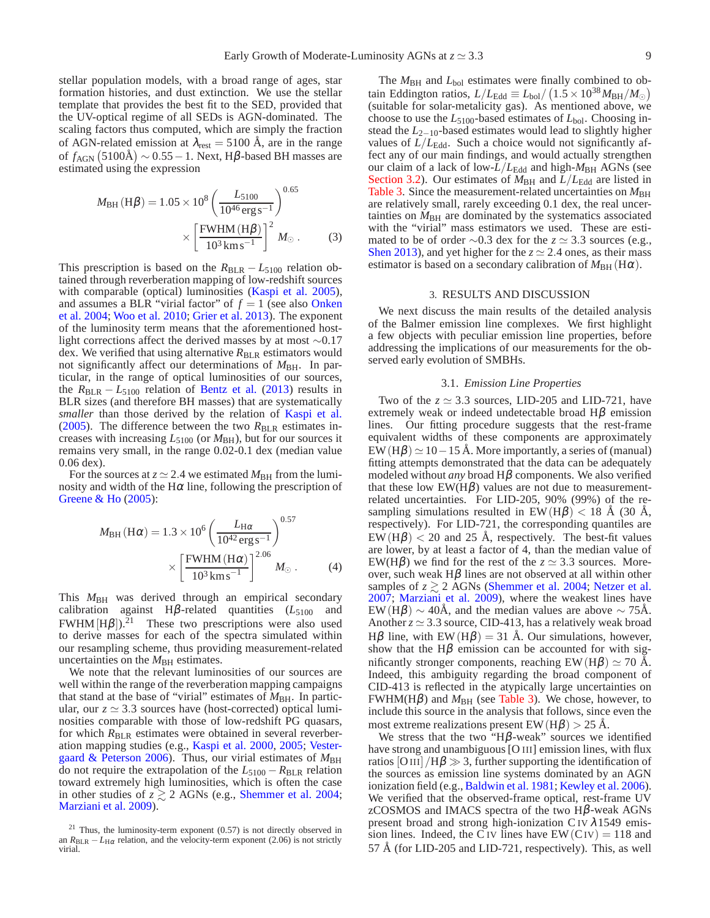stellar population models, with a broad range of ages, star formation histories, and dust extinction. We use the stellar template that provides the best fit to the SED, provided that the UV-optical regime of all SEDs is AGN-dominated. The scaling factors thus computed, which are simply the fraction of AGN-related emission at $\lambda_{\rm rest} = 5100$ Å, are in the range of $f_{\rm AGN}\left(5100\text{Å}\right) \sim 0.55-1$. Next, H$\beta$-based BH masses are estimated using the expression

$$M_{\rm BH}\left({\rm H}\beta\right) = 1.05\times10^{8}\left(\frac{L_{5100}}{10^{46}\,{\rm erg\,s^{-1}}}\right)^{0.65} \times\left[\frac{{\rm FWHM}\left({\rm H}\beta\right)}{10^{3}\,{\rm km\,s^{-1}}}\right]^{2} M_{\odot}\,. \quad (3)$$

This prescription is based on the $R_{\rm BLR}-L_{5100}$ relation obtained through reverberation mapping of low-redshift sources with comparable (optical) luminosities (Kaspi et al. 2005), and assumes a BLR "virial factor" of $f=1$ (see also Onken et al. 2004; Woo et al. 2010; Grier et al. 2013). The exponent of the luminosity term means that the aforementioned host-light corrections affect the derived masses by at most $\sim$0.17 dex. We verified that using alternative $R_{\rm BLR}$ estimators would not significantly affect our determinations of $M_{\rm BH}$. In particular, in the range of optical luminosities of our sources, the $R_{\rm BLR}-L_{5100}$ relation of Bentz et al. (2013) results in BLR sizes (and therefore BH masses) that are systematically *smaller* than those derived by the relation of Kaspi et al. (2005). The difference between the two $R_{\rm BLR}$ estimates increases with increasing $L_{5100}$ (or $M_{\rm BH}$), but for our sources it remains very small, in the range 0.02-0.1 dex (median value 0.06 dex).

For the sources at $z\simeq2.4$ we estimated $M_{\rm BH}$ from the luminosity and width of the H$\alpha$ line, following the prescription of Greene & Ho (2005):

$$M_{\rm BH}\left({\rm H}\alpha\right) = 1.3\times10^{6}\left(\frac{L_{{\rm H}\alpha}}{10^{42}\,{\rm erg\,s^{-1}}}\right)^{0.57} \times\left[\frac{{\rm FWHM}\left({\rm H}\alpha\right)}{10^{3}\,{\rm km\,s^{-1}}}\right]^{2.06} M_{\odot}\,. \quad (4)$$

This $M_{\rm BH}$ was derived through an empirical secondary calibration against H$\beta$-related quantities ($L_{5100}$ and FWHM$\left[{\rm H}\beta\right]$).[21] These two prescriptions were also used to derive masses for each of the spectra simulated within our resampling scheme, thus providing measurement-related uncertainties on the $M_{\rm BH}$ estimates.

We note that the relevant luminosities of our sources are well within the range of the reverberation mapping campaigns that stand at the base of "virial" estimates of $M_{\rm BH}$. In particular, our $z\simeq3.3$ sources have (host-corrected) optical luminosities comparable with those of low-redshift PG quasars, for which $R_{\rm BLR}$ estimates were obtained in several reverberation mapping studies (e.g., Kaspi et al. 2000, 2005; Vestergaard & Peterson 2006). Thus, our virial estimates of $M_{\rm BH}$ do not require the extrapolation of the $L_{5100}-R_{\rm BLR}$ relation toward extremely high luminosities, which is often the case in other studies of $z\gtrsim2$ AGNs (e.g., Shemmer et al. 2004; Marziani et al. 2009).

[21] Thus, the luminosity-term exponent (0.57) is not directly observed in an $R_{\rm BLR}-L_{{\rm H}\alpha}$ relation, and the velocity-term exponent (2.06) is not strictly virial.

The $M_{\rm BH}$ and $L_{\rm bol}$ estimates were finally combined to obtain Eddington ratios, $L/L_{\rm Edd}\equiv L_{\rm bol}/\left(1.5\times10^{38}M_{\rm BH}/M_{\odot}\right)$ (suitable for solar-metalicity gas). As mentioned above, we choose to use the $L_{5100}$-based estimates of $L_{\rm bol}$. Choosing instead the $L_{2-10}$-based estimates would lead to slightly higher values of $L/L_{\rm Edd}$. Such a choice would not significantly affect any of our main findings, and would actually strengthen our claim of a lack of low-$L/L_{\rm Edd}$ and high-$M_{\rm BH}$ AGNs (see Section 3.2). Our estimates of $M_{\rm BH}$ and $L/L_{\rm Edd}$ are listed in Table 3. Since the measurement-related uncertainties on $M_{\rm BH}$ are relatively small, rarely exceeding 0.1 dex, the real uncertainties on $M_{\rm BH}$ are dominated by the systematics associated with the "virial" mass estimators we used. These are estimated to be of order $\sim$0.3 dex for the $z\simeq3.3$ sources (e.g., Shen 2013), and yet higher for the $z\simeq2.4$ ones, as their mass estimator is based on a secondary calibration of $M_{\rm BH}\left({\rm H}\alpha\right)$.

## 3. RESULTS AND DISCUSSION

We next discuss the main results of the detailed analysis of the Balmer emission line complexes. We first highlight a few objects with peculiar emission line properties, before addressing the implications of our measurements for the observed early evolution of SMBHs.

### 3.1. *Emission Line Properties*

Two of the $z\simeq3.3$ sources, LID-205 and LID-721, have extremely weak or indeed undetectable broad H$\beta$ emission lines. Our fitting procedure suggests that the rest-frame equivalent widths of these components are approximately EW$\left({\rm H}\beta\right)\simeq10-15$ Å. More importantly, a series of (manual) fitting attempts demonstrated that the data can be adequately modeled without *any* broad H$\beta$ components. We also verified that these low EW(H$\beta$) values are not due to measurement-related uncertainties. For LID-205, 90% (99%) of the resampling simulations resulted in EW$\left({\rm H}\beta\right)<18$ Å (30 Å, respectively). For LID-721, the corresponding quantiles are EW$\left({\rm H}\beta\right)<20$ and 25 Å, respectively. The best-fit values are lower, by at least a factor of 4, than the median value of EW(H$\beta$) we find for the rest of the $z\simeq3.3$ sources. Moreover, such weak H$\beta$ lines are not observed at all within other samples of $z\gtrsim2$ AGNs (Shemmer et al. 2004; Netzer et al. 2007; Marziani et al. 2009), where the weakest lines have EW$\left({\rm H}\beta\right)\sim40$Å, and the median values are above $\sim75$Å. Another $z\simeq3.3$ source, CID-413, has a relatively weak broad H$\beta$ line, with EW$\left({\rm H}\beta\right)=31$ Å. Our simulations, however, show that the H$\beta$ emission can be accounted for with significantly stronger components, reaching EW$\left({\rm H}\beta\right)\simeq70$ Å. Indeed, this ambiguity regarding the broad component of CID-413 is reflected in the atypically large uncertainties on FWHM(H$\beta$) and $M_{\rm BH}$ (see Table 3). We chose, however, to include this source in the analysis that follows, since even the most extreme realizations present EW$\left({\rm H}\beta\right)>25$ Å.

We stress that the two "H$\beta$-weak" sources we identified have strong and unambiguous [O III] emission lines, with flux ratios [O III]$/{\rm H}\beta\gg3$, further supporting the identification of the sources as emission line systems dominated by an AGN ionization field (e.g., Baldwin et al. 1981; Kewley et al. 2006). We verified that the observed-frame optical, rest-frame UV zCOSMOS and IMACS spectra of the two H$\beta$-weak AGNs present broad and strong high-ionization C IV $\lambda$1549 emission lines. Indeed, the C IV lines have EW(C IV) = 118 and 57 Å (for LID-205 and LID-721, respectively). This, as well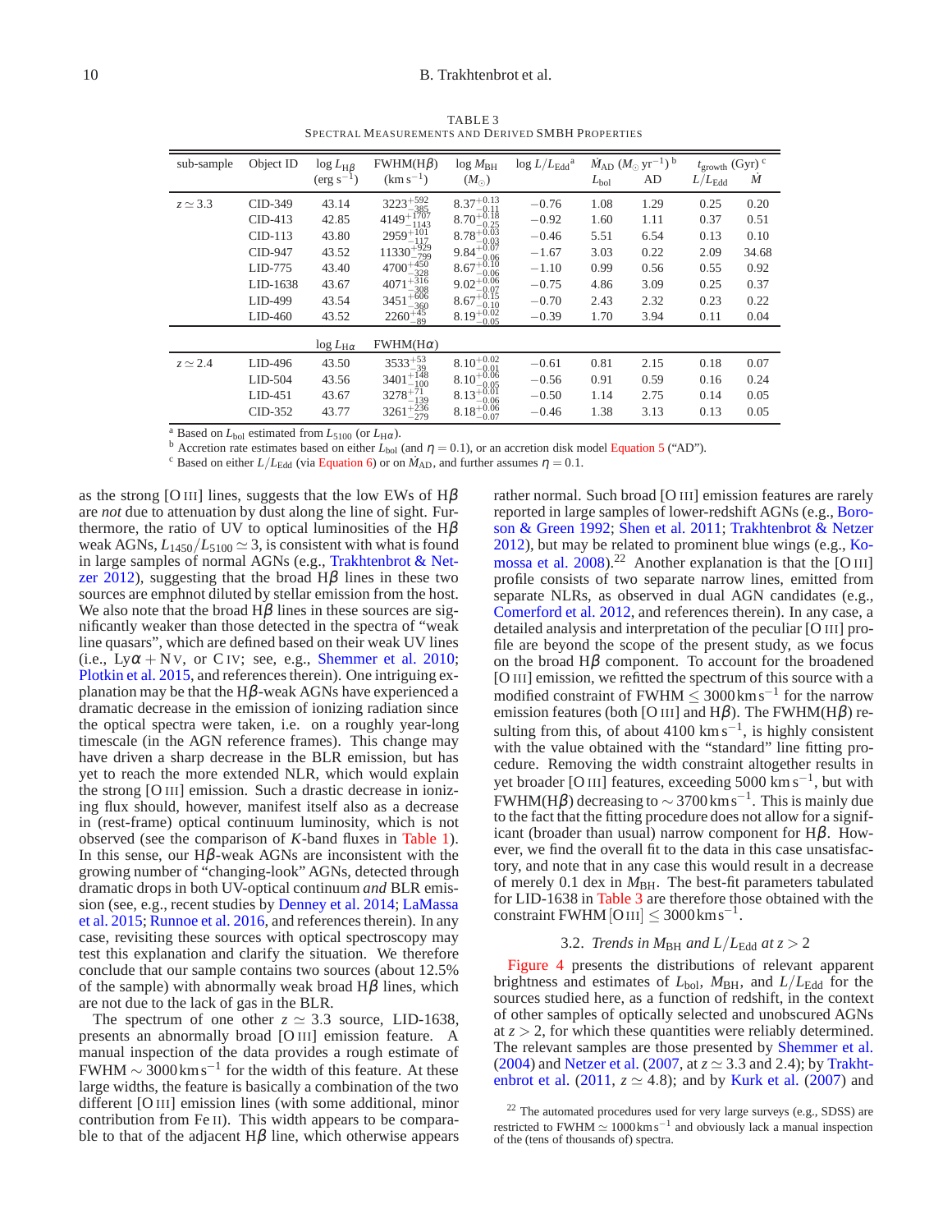TABLE 3
SPECTRAL MEASUREMENTS AND DERIVED SMBH PROPERTIES

| sub-sample | Object ID | $\log L_{\rm H\beta}$ (erg s$^{-1}$) | FWHM(H$\beta$) (km s$^{-1}$) | $\log M_{\rm BH}$ ($M_{\odot}$) | $\log L/L_{\rm Edd}$ [a] | $\dot{M}_{\rm AD}$ ($M_{\odot}$ yr$^{-1}$) [b] $L_{\rm bol}$ | AD | $t_{\rm growth}$ (Gyr) [c] $L/L_{\rm Edd}$ | $\dot{M}$ |
|---|---|---|---|---|---|---|---|---|---|
| $z \simeq 3.3$ | CID-349 | 43.14 | $3223^{+592}_{-385}$ | $8.37^{+0.13}_{-0.11}$ | −0.76 | 1.08 | 1.29 | 0.25 | 0.20 |
| | CID-413 | 42.85 | $4149^{+1707}_{-1143}$ | $8.70^{+0.18}_{-0.25}$ | −0.92 | 1.60 | 1.11 | 0.37 | 0.51 |
| | CID-113 | 43.80 | $2959^{+101}_{-117}$ | $8.78^{+0.03}_{-0.03}$ | −0.46 | 5.51 | 6.54 | 0.13 | 0.10 |
| | CID-947 | 43.52 | $11330^{+929}_{-799}$ | $9.84^{+0.07}_{-0.06}$ | −1.67 | 3.03 | 0.22 | 2.09 | 34.68 |
| | LID-775 | 43.40 | $4700^{+450}_{-328}$ | $8.67^{+0.10}_{-0.06}$ | −1.10 | 0.99 | 0.56 | 0.55 | 0.92 |
| | LID-1638 | 43.67 | $4071^{+316}_{-308}$ | $9.02^{+0.06}_{-0.07}$ | −0.75 | 4.86 | 3.09 | 0.25 | 0.37 |
| | LID-499 | 43.54 | $3451^{+606}_{-360}$ | $8.67^{+0.15}_{-0.10}$ | −0.70 | 2.43 | 2.32 | 0.23 | 0.22 |
| | LID-460 | 43.52 | $2260^{+45}_{-89}$ | $8.19^{+0.02}_{-0.05}$ | −0.39 | 1.70 | 3.94 | 0.11 | 0.04 |
| | | $\log L_{\rm H\alpha}$ | FWHM(H$\alpha$) | | | | | | |
| $z \simeq 2.4$ | LID-496 | 43.50 | $3533^{+53}_{-39}$ | $8.10^{+0.02}_{-0.01}$ | −0.61 | 0.81 | 2.15 | 0.18 | 0.07 |
| | LID-504 | 43.56 | $3401^{+148}_{-100}$ | $8.10^{+0.06}_{-0.05}$ | −0.56 | 0.91 | 0.59 | 0.16 | 0.24 |
| | LID-451 | 43.67 | $3278^{+71}_{-139}$ | $8.13^{+0.01}_{-0.06}$ | −0.50 | 1.14 | 2.75 | 0.14 | 0.05 |
| | CID-352 | 43.77 | $3261^{+236}_{-279}$ | $8.18^{+0.06}_{-0.07}$ | −0.46 | 1.38 | 3.13 | 0.13 | 0.05 |

[a] Based on $L_{\rm bol}$ estimated from $L_{5100}$ (or $L_{\rm H\alpha}$).
[b] Accretion rate estimates based on either $L_{\rm bol}$ (and $\eta = 0.1$), or an accretion disk model Equation 5 ("AD").
[c] Based on either $L/L_{\rm Edd}$ (via Equation 6) or on $\dot{M}_{\rm AD}$, and further assumes $\eta = 0.1$.

as the strong [O III] lines, suggests that the low EWs of H$\beta$ are *not* due to attenuation by dust along the line of sight. Furthermore, the ratio of UV to optical luminosities of the H$\beta$ weak AGNs, $L_{1450}/L_{5100} \simeq 3$, is consistent with what is found in large samples of normal AGNs (e.g., Trakhtenbrot & Netzer 2012), suggesting that the broad H$\beta$ lines in these two sources are emphnot diluted by stellar emission from the host. We also note that the broad H$\beta$ lines in these sources are significantly weaker than those detected in the spectra of "weak line quasars", which are defined based on their weak UV lines (i.e., Ly$\alpha$ + N V, or C IV; see, e.g., Shemmer et al. 2010; Plotkin et al. 2015, and references therein). One intriguing explanation may be that the H$\beta$-weak AGNs have experienced a dramatic decrease in the emission of ionizing radiation since the optical spectra were taken, i.e. on a roughly year-long timescale (in the AGN reference frames). This change may have driven a sharp decrease in the BLR emission, but has yet to reach the more extended NLR, which would explain the strong [O III] emission. Such a drastic decrease in ionizing flux should, however, manifest itself also as a decrease in (rest-frame) optical continuum luminosity, which is not observed (see the comparison of $K$-band fluxes in Table 1). In this sense, our H$\beta$-weak AGNs are inconsistent with the growing number of "changing-look" AGNs, detected through dramatic drops in both UV-optical continuum *and* BLR emission (see, e.g., recent studies by Denney et al. 2014; LaMassa et al. 2015; Runnoe et al. 2016, and references therein). In any case, revisiting these sources with optical spectroscopy may test this explanation and clarify the situation. We therefore conclude that our sample contains two sources (about 12.5% of the sample) with abnormally weak broad H$\beta$ lines, which are not due to the lack of gas in the BLR.

The spectrum of one other $z \simeq 3.3$ source, LID-1638, presents an abnormally broad [O III] emission feature. A manual inspection of the data provides a rough estimate of FWHM $\sim 3000\,{\rm km\,s^{-1}}$ for the width of this feature. At these large widths, the feature is basically a combination of the two different [O III] emission lines (with some additional, minor contribution from Fe II). This width appears to be comparable to that of the adjacent H$\beta$ line, which otherwise appears rather normal. Such broad [O III] emission features are rarely reported in large samples of lower-redshift AGNs (e.g., Boroson & Green 1992; Shen et al. 2011; Trakhtenbrot & Netzer 2012), but may be related to prominent blue wings (e.g., Komossa et al. 2008).[22] Another explanation is that the [O III] profile consists of two separate narrow lines, emitted from separate NLRs, as observed in dual AGN candidates (e.g., Comerford et al. 2012, and references therein). In any case, a detailed analysis and interpretation of the peculiar [O III] profile are beyond the scope of the present study, as we focus on the broad H$\beta$ component. To account for the broadened [O III] emission, we refitted the spectrum of this source with a modified constraint of FWHM $\leq 3000\,{\rm km\,s^{-1}}$ for the narrow emission features (both [O III] and H$\beta$). The FWHM(H$\beta$) resulting from this, of about 4100 km s$^{-1}$, is highly consistent with the value obtained with the "standard" line fitting procedure. Removing the width constraint altogether results in yet broader [O III] features, exceeding 5000 km s$^{-1}$, but with FWHM(H$\beta$) decreasing to $\sim 3700\,{\rm km\,s^{-1}}$. This is mainly due to the fact that the fitting procedure does not allow for a significant (broader than usual) narrow component for H$\beta$. However, we find the overall fit to the data in this case unsatisfactory, and note that in any case this would result in a decrease of merely 0.1 dex in $M_{\rm BH}$. The best-fit parameters tabulated for LID-1638 in Table 3 are therefore those obtained with the constraint FWHM [O III] $\leq 3000\,{\rm km\,s^{-1}}$.

### 3.2. *Trends in $M_{\rm BH}$ and $L/L_{\rm Edd}$ at $z > 2$*

Figure 4 presents the distributions of relevant apparent brightness and estimates of $L_{\rm bol}$, $M_{\rm BH}$, and $L/L_{\rm Edd}$ for the sources studied here, as a function of redshift, in the context of other samples of optically selected and unobscured AGNs at $z > 2$, for which these quantities were reliably determined. The relevant samples are those presented by Shemmer et al. (2004) and Netzer et al. (2007, at $z \simeq 3.3$ and 2.4); by Trakhtenbrot et al. (2011, $z \simeq 4.8$); and by Kurk et al. (2007) and

[22] The automated procedures used for very large surveys (e.g., SDSS) are restricted to FWHM $\simeq 1000\,{\rm km\,s^{-1}}$ and obviously lack a manual inspection of the (tens of thousands of) spectra.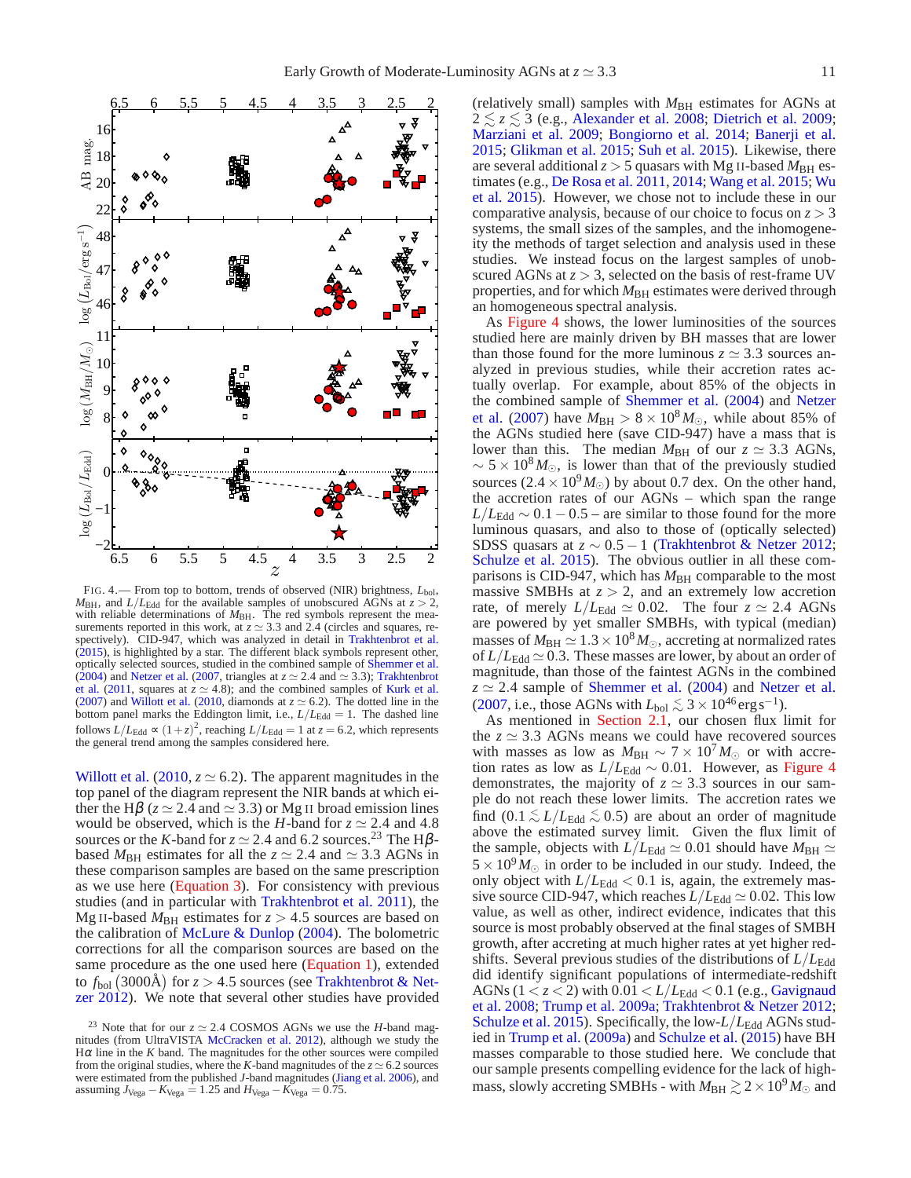FIG. 4.— From top to bottom, trends of observed (NIR) brightness, $L_{\rm bol}$, $M_{\rm BH}$, and $L/L_{\rm Edd}$ for the available samples of unobscured AGNs at $z > 2$, with reliable determinations of $M_{\rm BH}$. The red symbols represent the measurements reported in this work, at $z \simeq 3.3$ and 2.4 (circles and squares, respectively). CID-947, which was analyzed in detail in Trakhtenbrot et al. (2015), is highlighted by a star. The different black symbols represent other, optically selected sources, studied in the combined sample of Shemmer et al. (2004) and Netzer et al. (2007, triangles at $z \simeq 2.4$ and $\simeq 3.3$); Trakhtenbrot et al. (2011, squares at $z \simeq 4.8$); and the combined samples of Kurk et al. (2007) and Willott et al. (2010, diamonds at $z \simeq 6.2$). The dotted line in the bottom panel marks the Eddington limit, i.e., $L/L_{\rm Edd} = 1$. The dashed line follows $L/L_{\rm Edd} \propto (1+z)^2$, reaching $L/L_{\rm Edd} = 1$ at $z = 6.2$, which represents the general trend among the samples considered here.

Willott et al. (2010, $z \simeq 6.2$). The apparent magnitudes in the top panel of the diagram represent the NIR bands at which either the H$\beta$ ($z \simeq 2.4$ and $\simeq 3.3$) or Mg II broad emission lines would be observed, which is the $H$-band for $z \simeq 2.4$ and 4.8 sources or the $K$-band for $z \simeq 2.4$ and 6.2 sources.[23] The H$\beta$-based $M_{\rm BH}$ estimates for all the $z \simeq 2.4$ and $\simeq 3.3$ AGNs in these comparison samples are based on the same prescription as we use here (Equation 3). For consistency with previous studies (and in particular with Trakhtenbrot et al. 2011), the Mg II-based $M_{\rm BH}$ estimates for $z > 4.5$ sources are based on the calibration of McLure & Dunlop (2004). The bolometric corrections for all the comparison sources are based on the same procedure as the one used here (Equation 1), extended to $f_{\rm bol}\,(3000\text{Å})$ for $z > 4.5$ sources (see Trakhtenbrot & Netzer 2012). We note that several other studies have provided (relatively small) samples with $M_{\rm BH}$ estimates for AGNs at $2 \lesssim z \lesssim 3$ (e.g., Alexander et al. 2008; Dietrich et al. 2009; Marziani et al. 2009; Bongiorno et al. 2014; Banerji et al. 2015; Glikman et al. 2015; Suh et al. 2015). Likewise, there are several additional $z > 5$ quasars with Mg II-based $M_{\rm BH}$ estimates (e.g., De Rosa et al. 2011, 2014; Wang et al. 2015; Wu et al. 2015). However, we chose not to include these in our comparative analysis, because of our choice to focus on $z > 3$ systems, the small sizes of the samples, and the inhomogeneity of the methods of target selection and analysis used in these studies. We instead focus on the largest samples of unobscured AGNs at $z > 3$, selected on the basis of rest-frame UV properties, and for which $M_{\rm BH}$ estimates were derived through an homogeneous spectral analysis.

As Figure 4 shows, the lower luminosities of the sources studied here are mainly driven by BH masses that are lower than those found for the more luminous $z \simeq 3.3$ sources analyzed in previous studies, while their accretion rates actually overlap. For example, about 85% of the objects in the combined sample of Shemmer et al. (2004) and Netzer et al. (2007) have $M_{\rm BH} > 8 \times 10^8 M_\odot$, while about 85% of the AGNs studied here (save CID-947) have a mass that is lower than this. The median $M_{\rm BH}$ of our $z \simeq 3.3$ AGNs, $\sim 5 \times 10^8 M_\odot$, is lower than that of the previously studied sources ($2.4 \times 10^9 M_\odot$) by about 0.7 dex. On the other hand, the accretion rates of our AGNs – which span the range $L/L_{\rm Edd} \sim 0.1 - 0.5$ – are similar to those found for the more luminous quasars, and also to those of (optically selected) SDSS quasars at $z \sim 0.5 - 1$ (Trakhtenbrot & Netzer 2012; Schulze et al. 2015). The obvious outlier in all these comparisons is CID-947, which has $M_{\rm BH}$ comparable to the most massive SMBHs at $z > 2$, and an extremely low accretion rate, of merely $L/L_{\rm Edd} \simeq 0.02$. The four $z \simeq 2.4$ AGNs are powered by yet smaller SMBHs, with typical (median) masses of $M_{\rm BH} \simeq 1.3 \times 10^8 M_\odot$, accreting at normalized rates of $L/L_{\rm Edd} \simeq 0.3$. These masses are lower, by about an order of magnitude, than those of the faintest AGNs in the combined $z \simeq 2.4$ sample of Shemmer et al. (2004) and Netzer et al. (2007, i.e., those AGNs with $L_{\rm bol} \lesssim 3 \times 10^{46}\,{\rm erg\,s^{-1}}$).

As mentioned in Section 2.1, our chosen flux limit for the $z \simeq 3.3$ AGNs means we could have recovered sources with masses as low as $M_{\rm BH} \sim 7 \times 10^7 M_\odot$ or with accretion rates as low as $L/L_{\rm Edd} \sim 0.01$. However, as Figure 4 demonstrates, the majority of $z \simeq 3.3$ sources in our sample do not reach these lower limits. The accretion rates we find ($0.1 \lesssim L/L_{\rm Edd} \lesssim 0.5$) are about an order of magnitude above the estimated survey limit. Given the flux limit of the sample, objects with $L/L_{\rm Edd} \simeq 0.01$ should have $M_{\rm BH} \simeq 5 \times 10^9 M_\odot$ in order to be included in our study. Indeed, the only object with $L/L_{\rm Edd} < 0.1$ is, again, the extremely massive source CID-947, which reaches $L/L_{\rm Edd} \simeq 0.02$. This low value, as well as other, indirect evidence, indicates that this source is most probably observed at the final stages of SMBH growth, after accreting at much higher rates at yet higher redshifts. Several previous studies of the distributions of $L/L_{\rm Edd}$ did identify significant populations of intermediate-redshift AGNs ($1 < z < 2$) with $0.01 < L/L_{\rm Edd} < 0.1$ (e.g., Gavignaud et al. 2008; Trump et al. 2009a; Trakhtenbrot & Netzer 2012; Schulze et al. 2015). Specifically, the low-$L/L_{\rm Edd}$ AGNs studied in Trump et al. (2009a) and Schulze et al. (2015) have BH masses comparable to those studied here. We conclude that our sample presents compelling evidence for the lack of high-mass, slowly accreting SMBHs - with $M_{\rm BH} \gtrsim 2 \times 10^9 M_\odot$ and

[23] Note that for our $z \simeq 2.4$ COSMOS AGNs we use the $H$-band magnitudes (from UltraVISTA McCracken et al. 2012), although we study the H$\alpha$ line in the $K$ band. The magnitudes for the other sources were compiled from the original studies, where the $K$-band magnitudes of the $z \simeq 6.2$ sources were estimated from the published $J$-band magnitudes (Jiang et al. 2006), and assuming $J_{\rm Vega} - K_{\rm Vega} = 1.25$ and $H_{\rm Vega} - K_{\rm Vega} = 0.75$.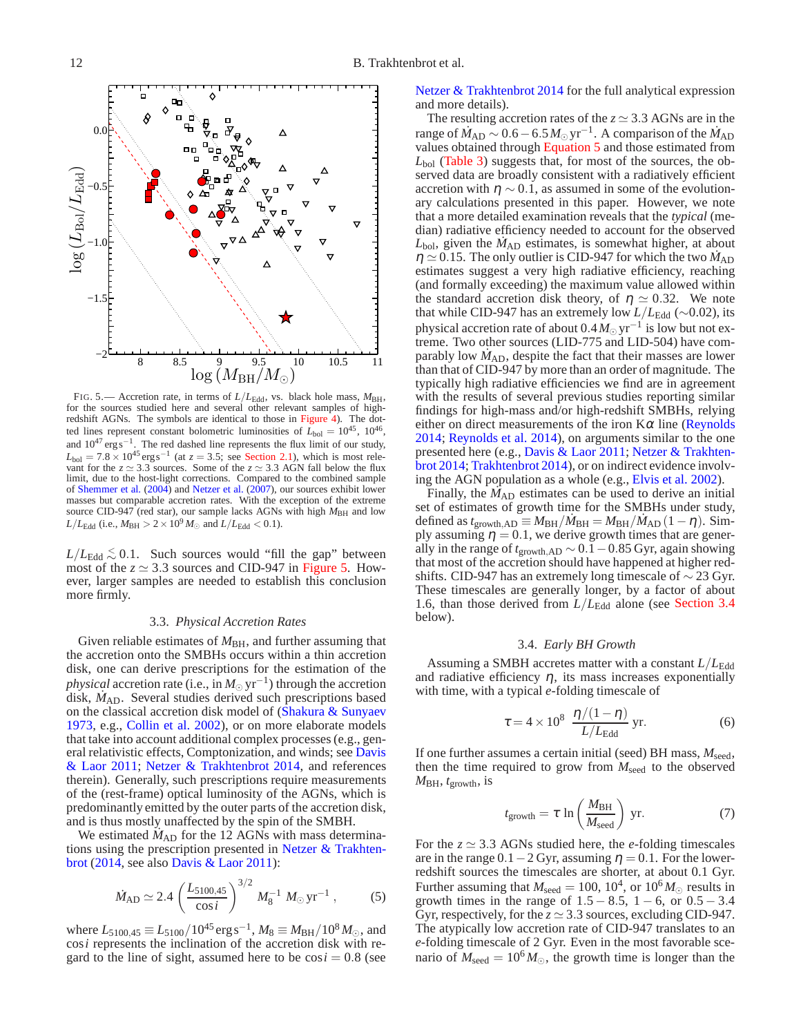FIG. 5.— Accretion rate, in terms of $L/L_{\rm Edd}$, vs. black hole mass, $M_{\rm BH}$, for the sources studied here and several other relevant samples of high-redshift AGNs. The symbols are identical to those in Figure 4). The dotted lines represent constant bolometric luminosities of $L_{\rm bol} = 10^{45}$, $10^{46}$, and $10^{47}\,{\rm erg\,s^{-1}}$. The red dashed line represents the flux limit of our study, $L_{\rm bol} = 7.8 \times 10^{45}\,{\rm erg\,s^{-1}}$ (at $z = 3.5$; see Section 2.1), which is most relevant for the $z \simeq 3.3$ sources. Some of the $z \simeq 3.3$ AGN fall below the flux limit, due to the host-light corrections. Compared to the combined sample of Shemmer et al. (2004) and Netzer et al. (2007), our sources exhibit lower masses but comparable accretion rates. With the exception of the extreme source CID-947 (red star), our sample lacks AGNs with high $M_{\rm BH}$ and low $L/L_{\rm Edd}$ (i.e., $M_{\rm BH} > 2 \times 10^{9}\,M_{\odot}$ and $L/L_{\rm Edd} < 0.1$).

$L/L_{\rm Edd} \lesssim 0.1$. Such sources would "fill the gap" between most of the $z \simeq 3.3$ sources and CID-947 in Figure 5. However, larger samples are needed to establish this conclusion more firmly.

### 3.3. *Physical Accretion Rates*

Given reliable estimates of $M_{\rm BH}$, and further assuming that the accretion onto the SMBHs occurs within a thin accretion disk, one can derive prescriptions for the estimation of the *physical* accretion rate (i.e., in $M_{\odot}\,{\rm yr}^{-1}$) through the accretion disk, $\dot{M}_{\rm AD}$. Several studies derived such prescriptions based on the classical accretion disk model of (Shakura & Sunyaev 1973, e.g., Collin et al. 2002), or on more elaborate models that take into account additional complex processes (e.g., general relativistic effects, Comptonization, and winds; see Davis & Laor 2011; Netzer & Trakhtenbrot 2014, and references therein). Generally, such prescriptions require measurements of the (rest-frame) optical luminosity of the AGNs, which is predominantly emitted by the outer parts of the accretion disk, and is thus mostly unaffected by the spin of the SMBH.

We estimated $\dot{M}_{\rm AD}$ for the 12 AGNs with mass determinations using the prescription presented in Netzer & Trakhtenbrot (2014, see also Davis & Laor 2011):

$$\dot{M}_{\rm AD} \simeq 2.4 \left(\frac{L_{5100,45}}{\cos i}\right)^{3/2} M_{8}^{-1}\;M_{\odot}\,{\rm yr}^{-1}\,, \qquad (5)$$

where $L_{5100,45} \equiv L_{5100}/10^{45}\,{\rm erg\,s^{-1}}$, $M_{8} \equiv M_{\rm BH}/10^{8}\,M_{\odot}$, and $\cos i$ represents the inclination of the accretion disk with regard to the line of sight, assumed here to be $\cos i = 0.8$ (see Netzer & Trakhtenbrot 2014 for the full analytical expression and more details).

The resulting accretion rates of the $z \simeq 3.3$ AGNs are in the range of $\dot{M}_{\rm AD} \sim 0.6-6.5\,M_{\odot}\,{\rm yr}^{-1}$. A comparison of the $\dot{M}_{\rm AD}$ values obtained through Equation 5 and those estimated from $L_{\rm bol}$ (Table 3) suggests that, for most of the sources, the observed data are broadly consistent with a radiatively efficient accretion with $\eta \sim 0.1$, as assumed in some of the evolutionary calculations presented in this paper. However, we note that a more detailed examination reveals that the *typical* (median) radiative efficiency needed to account for the observed $L_{\rm bol}$, given the $\dot{M}_{\rm AD}$ estimates, is somewhat higher, at about $\eta \simeq 0.15$. The only outlier is CID-947 for which the two $\dot{M}_{\rm AD}$ estimates suggest a very high radiative efficiency, reaching (and formally exceeding) the maximum value allowed within the standard accretion disk theory, of $\eta \simeq 0.32$. We note that while CID-947 has an extremely low $L/L_{\rm Edd}$ ($\sim$0.02), its physical accretion rate of about $0.4\,M_{\odot}\,{\rm yr}^{-1}$ is low but not extreme. Two other sources (LID-775 and LID-504) have comparably low $\dot{M}_{\rm AD}$, despite the fact that their masses are lower than that of CID-947 by more than an order of magnitude. The typically high radiative efficiencies we find are in agreement with the results of several previous studies reporting similar findings for high-mass and/or high-redshift SMBHs, relying either on direct measurements of the iron K$\alpha$ line (Reynolds 2014; Reynolds et al. 2014), on arguments similar to the one presented here (e.g., Davis & Laor 2011; Netzer & Trakhtenbrot 2014; Trakhtenbrot 2014), or on indirect evidence involving the AGN population as a whole (e.g., Elvis et al. 2002).

Finally, the $\dot{M}_{\rm AD}$ estimates can be used to derive an initial set of estimates of growth time for the SMBHs under study, defined as $t_{\rm growth,AD} \equiv M_{\rm BH}/\dot{M}_{\rm BH} = M_{\rm BH}/\dot{M}_{\rm AD}\,(1-\eta)$. Simply assuming $\eta = 0.1$, we derive growth times that are generally in the range of $t_{\rm growth,AD} \sim 0.1-0.85$ Gyr, again showing that most of the accretion should have happened at higher redshifts. CID-947 has an extremely long timescale of $\sim 23$ Gyr. These timescales are generally longer, by a factor of about 1.6, than those derived from $L/L_{\rm Edd}$ alone (see Section 3.4 below).

### 3.4. *Early BH Growth*

Assuming a SMBH accretes matter with a constant $L/L_{\rm Edd}$ and radiative efficiency $\eta$, its mass increases exponentially with time, with a typical *e*-folding timescale of

$$\tau = 4 \times 10^{8}\;\frac{\eta/(1-\eta)}{L/L_{\rm Edd}}\;{\rm yr}. \qquad (6)$$

If one further assumes a certain initial (seed) BH mass, $M_{\rm seed}$, then the time required to grow from $M_{\rm seed}$ to the observed $M_{\rm BH}$, $t_{\rm growth}$, is

$$t_{\rm growth} = \tau\,\ln\left(\frac{M_{\rm BH}}{M_{\rm seed}}\right)\;{\rm yr}. \qquad (7)$$

For the $z \simeq 3.3$ AGNs studied here, the *e*-folding timescales are in the range $0.1-2$ Gyr, assuming $\eta = 0.1$. For the lower-redshift sources the timescales are shorter, at about 0.1 Gyr. Further assuming that $M_{\rm seed} = 100$, $10^{4}$, or $10^{6}\,M_{\odot}$ results in growth times in the range of $1.5-8.5$, $1-6$, or $0.5-3.4$ Gyr, respectively, for the $z \simeq 3.3$ sources, excluding CID-947. The atypically low accretion rate of CID-947 translates to an *e*-folding timescale of 2 Gyr. Even in the most favorable scenario of $M_{\rm seed} = 10^{6}\,M_{\odot}$, the growth time is longer than the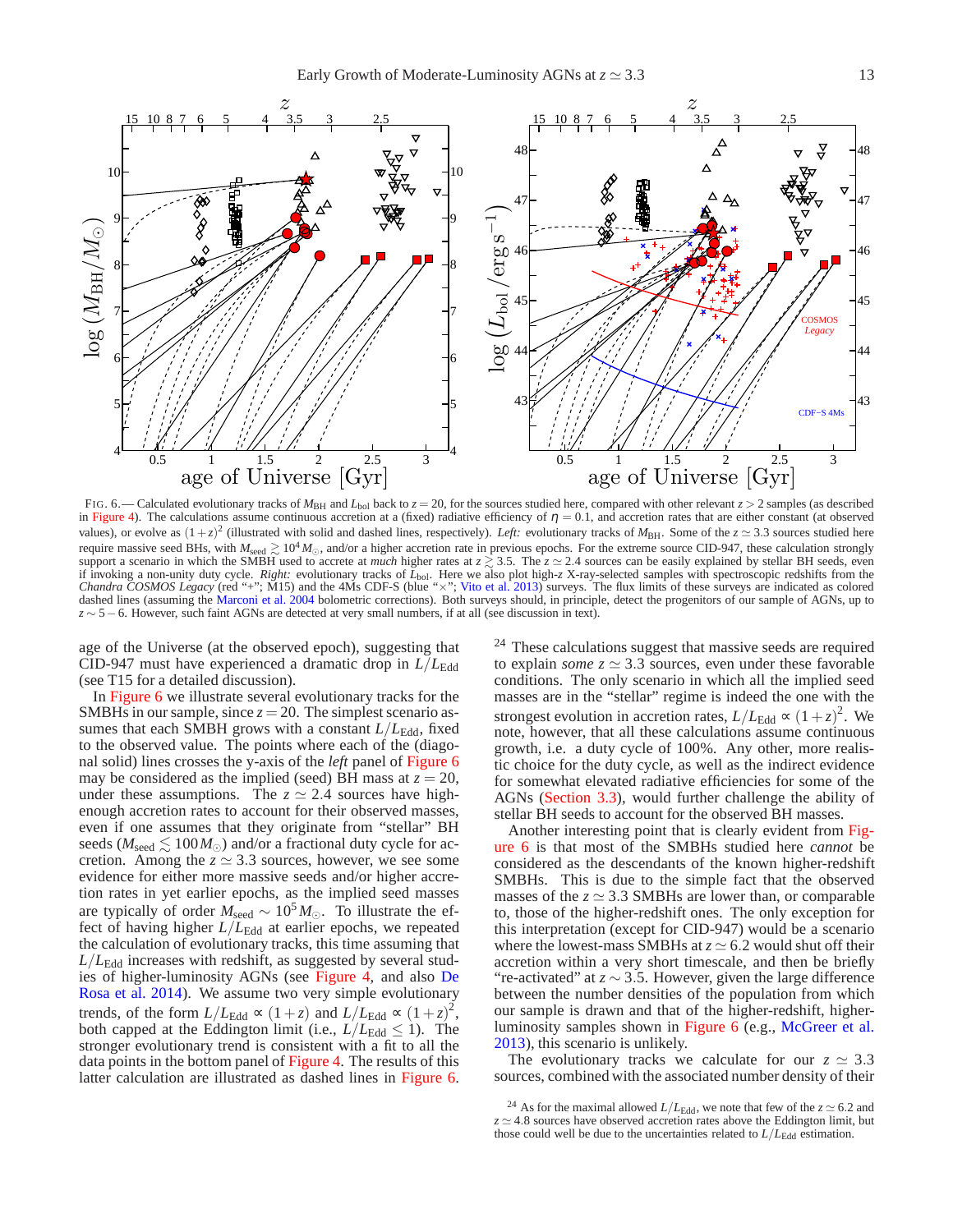FIG. 6.— Calculated evolutionary tracks of $M_{\rm BH}$ and $L_{\rm bol}$ back to $z = 20$, for the sources studied here, compared with other relevant $z > 2$ samples (as described in Figure 4). The calculations assume continuous accretion at a (fixed) radiative efficiency of $\eta = 0.1$, and accretion rates that are either constant (at observed values), or evolve as $(1+z)^2$ (illustrated with solid and dashed lines, respectively). *Left:* evolutionary tracks of $M_{\rm BH}$. Some of the $z \simeq 3.3$ sources studied here require massive seed BHs, with $M_{\rm seed} \gtrsim 10^4 M_{\odot}$, and/or a higher accretion rate in previous epochs. For the extreme source CID-947, these calculation strongly support a scenario in which the SMBH used to accrete at *much* higher rates at $z \gtrsim 3.5$. The $z \simeq 2.4$ sources can be easily explained by stellar BH seeds, even if invoking a non-unity duty cycle. *Right:* evolutionary tracks of $L_{\rm bol}$. Here we also plot high-$z$ X-ray-selected samples with spectroscopic redshifts from the *Chandra COSMOS Legacy* (red "+"; M15) and the 4Ms CDF-S (blue "×"; Vito et al. 2013) surveys. The flux limits of these surveys are indicated as colored dashed lines (assuming the Marconi et al. 2004 bolometric corrections). Both surveys should, in principle, detect the progenitors of our sample of AGNs, up to $z \sim 5-6$. However, such faint AGNs are detected at very small numbers, if at all (see discussion in text).

age of the Universe (at the observed epoch), suggesting that CID-947 must have experienced a dramatic drop in $L/L_{\rm Edd}$ (see T15 for a detailed discussion).

In Figure 6 we illustrate several evolutionary tracks for the SMBHs in our sample, since $z = 20$. The simplest scenario assumes that each SMBH grows with a constant $L/L_{\rm Edd}$, fixed to the observed value. The points where each of the (diagonal solid) lines crosses the y-axis of the *left* panel of Figure 6 may be considered as the implied (seed) BH mass at $z = 20$, under these assumptions. The $z \simeq 2.4$ sources have high-enough accretion rates to account for their observed masses, even if one assumes that they originate from "stellar" BH seeds ($M_{\rm seed} \lesssim 100 M_{\odot}$) and/or a fractional duty cycle for accretion. Among the $z \simeq 3.3$ sources, however, we see some evidence for either more massive seeds and/or higher accretion rates in yet earlier epochs, as the implied seed masses are typically of order $M_{\rm seed} \sim 10^5 M_{\odot}$. To illustrate the effect of having higher $L/L_{\rm Edd}$ at earlier epochs, we repeated the calculation of evolutionary tracks, this time assuming that $L/L_{\rm Edd}$ increases with redshift, as suggested by several studies of higher-luminosity AGNs (see Figure 4, and also De Rosa et al. 2014). We assume two very simple evolutionary trends, of the form $L/L_{\rm Edd} \propto (1+z)$ and $L/L_{\rm Edd} \propto (1+z)^2$, both capped at the Eddington limit (i.e., $L/L_{\rm Edd} \leq 1$). The stronger evolutionary trend is consistent with a fit to all the data points in the bottom panel of Figure 4. The results of this latter calculation are illustrated as dashed lines in Figure 6.[24] These calculations suggest that massive seeds are required to explain *some* $z \simeq 3.3$ sources, even under these favorable conditions. The only scenario in which all the implied seed masses are in the "stellar" regime is indeed the one with the strongest evolution in accretion rates, $L/L_{\rm Edd} \propto (1+z)^2$. We note, however, that all these calculations assume continuous growth, i.e. a duty cycle of 100%. Any other, more realistic choice for the duty cycle, as well as the indirect evidence for somewhat elevated radiative efficiencies for some of the AGNs (Section 3.3), would further challenge the ability of stellar BH seeds to account for the observed BH masses.

Another interesting point that is clearly evident from Figure 6 is that most of the SMBHs studied here *cannot* be considered as the descendants of the known higher-redshift SMBHs. This is due to the simple fact that the observed masses of the $z \simeq 3.3$ SMBHs are lower than, or comparable to, those of the higher-redshift ones. The only exception for this interpretation (except for CID-947) would be a scenario where the lowest-mass SMBHs at $z \simeq 6.2$ would shut off their accretion within a very short timescale, and then be briefly "re-activated" at $z \sim 3.5$. However, given the large difference between the number densities of the population from which our sample is drawn and that of the higher-redshift, higher-luminosity samples shown in Figure 6 (e.g., McGreer et al. 2013), this scenario is unlikely.

The evolutionary tracks we calculate for our $z \simeq 3.3$ sources, combined with the associated number density of their

[24] As for the maximal allowed $L/L_{\rm Edd}$, we note that few of the $z \simeq 6.2$ and $z \simeq 4.8$ sources have observed accretion rates above the Eddington limit, but those could well be due to the uncertainties related to $L/L_{\rm Edd}$ estimation.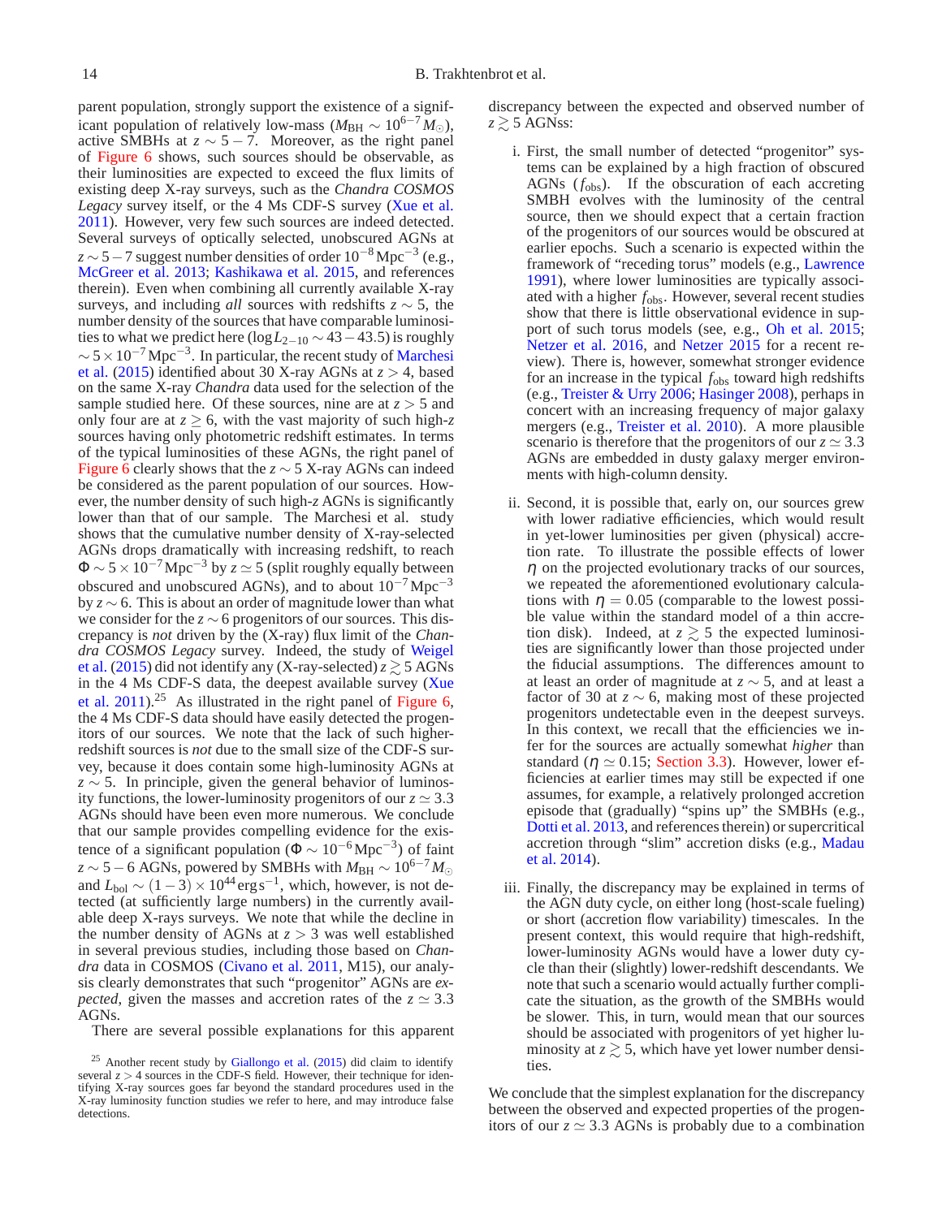parent population, strongly support the existence of a significant population of relatively low-mass ($M_{\rm BH} \sim 10^{6-7} M_{\odot}$), active SMBHs at $z \sim 5-7$. Moreover, as the right panel of Figure 6 shows, such sources should be observable, as their luminosities are expected to exceed the flux limits of existing deep X-ray surveys, such as the *Chandra COSMOS Legacy* survey itself, or the 4 Ms CDF-S survey (Xue et al. 2011). However, very few such sources are indeed detected. Several surveys of optically selected, unobscured AGNs at $z \sim 5-7$ suggest number densities of order $10^{-8}\,{\rm Mpc}^{-3}$ (e.g., McGreer et al. 2013; Kashikawa et al. 2015, and references therein). Even when combining all currently available X-ray surveys, and including *all* sources with redshifts $z \sim 5$, the number density of the sources that have comparable luminosities to what we predict here ($\log L_{2-10} \sim 43-43.5$) is roughly $\sim 5 \times 10^{-7}\,{\rm Mpc}^{-3}$. In particular, the recent study of Marchesi et al. (2015) identified about 30 X-ray AGNs at $z > 4$, based on the same X-ray *Chandra* data used for the selection of the sample studied here. Of these sources, nine are at $z > 5$ and only four are at $z \geq 6$, with the vast majority of such high-$z$ sources having only photometric redshift estimates. In terms of the typical luminosities of these AGNs, the right panel of Figure 6 clearly shows that the $z \sim 5$ X-ray AGNs can indeed be considered as the parent population of our sources. However, the number density of such high-$z$ AGNs is significantly lower than that of our sample. The Marchesi et al. study shows that the cumulative number density of X-ray-selected AGNs drops dramatically with increasing redshift, to reach $\Phi \sim 5 \times 10^{-7}\,{\rm Mpc}^{-3}$ by $z \simeq 5$ (split roughly equally between obscured and unobscured AGNs), and to about $10^{-7}\,{\rm Mpc}^{-3}$ by $z \sim 6$. This is about an order of magnitude lower than what we consider for the $z \sim 6$ progenitors of our sources. This discrepancy is *not* driven by the (X-ray) flux limit of the *Chandra COSMOS Legacy* survey. Indeed, the study of Weigel et al. (2015) did not identify any (X-ray-selected) $z \gtrsim 5$ AGNs in the 4 Ms CDF-S data, the deepest available survey (Xue et al. 2011).[25] As illustrated in the right panel of Figure 6, the 4 Ms CDF-S data should have easily detected the progenitors of our sources. We note that the lack of such higher-redshift sources is *not* due to the small size of the CDF-S survey, because it does contain some high-luminosity AGNs at $z \sim 5$. In principle, given the general behavior of luminosity functions, the lower-luminosity progenitors of our $z \simeq 3.3$ AGNs should have been even more numerous. We conclude that our sample provides compelling evidence for the existence of a significant population ($\Phi \sim 10^{-6}\,{\rm Mpc}^{-3}$) of faint $z \sim 5-6$ AGNs, powered by SMBHs with $M_{\rm BH} \sim 10^{6-7} M_{\odot}$ and $L_{\rm bol} \sim (1-3) \times 10^{44}\,{\rm erg\,s}^{-1}$, which, however, is not detected (at sufficiently large numbers) in the currently available deep X-rays surveys. We note that while the decline in the number density of AGNs at $z > 3$ was well established in several previous studies, including those based on *Chandra* data in COSMOS (Civano et al. 2011, M15), our analysis clearly demonstrates that such "progenitor" AGNs are *expected*, given the masses and accretion rates of the $z \simeq 3.3$ AGNs.

There are several possible explanations for this apparent discrepancy between the expected and observed number of $z \gtrsim 5$ AGNss:

i. First, the small number of detected "progenitor" systems can be explained by a high fraction of obscured AGNs ($f_{\rm obs}$). If the obscuration of each accreting SMBH evolves with the luminosity of the central source, then we should expect that a certain fraction of the progenitors of our sources would be obscured at earlier epochs. Such a scenario is expected within the framework of "receding torus" models (e.g., Lawrence 1991), where lower luminosities are typically associated with a higher $f_{\rm obs}$. However, several recent studies show that there is little observational evidence in support of such torus models (see, e.g., Oh et al. 2015; Netzer et al. 2016, and Netzer 2015 for a recent review). There is, however, somewhat stronger evidence for an increase in the typical $f_{\rm obs}$ toward high redshifts (e.g., Treister & Urry 2006; Hasinger 2008), perhaps in concert with an increasing frequency of major galaxy mergers (e.g., Treister et al. 2010). A more plausible scenario is therefore that the progenitors of our $z \simeq 3.3$ AGNs are embedded in dusty galaxy merger environments with high-column density.

ii. Second, it is possible that, early on, our sources grew with lower radiative efficiencies, which would result in yet-lower luminosities per given (physical) accretion rate. To illustrate the possible effects of lower $\eta$ on the projected evolutionary tracks of our sources, we repeated the aforementioned evolutionary calculations with $\eta = 0.05$ (comparable to the lowest possible value within the standard model of a thin accretion disk). Indeed, at $z \gtrsim 5$ the expected luminosities are significantly lower than those projected under the fiducial assumptions. The differences amount to at least an order of magnitude at $z \sim 5$, and at least a factor of 30 at $z \sim 6$, making most of these projected progenitors undetectable even in the deepest surveys. In this context, we recall that the efficiencies we infer for the sources are actually somewhat *higher* than standard ($\eta \simeq 0.15$; Section 3.3). However, lower efficiencies at earlier times may still be expected if one assumes, for example, a relatively prolonged accretion episode that (gradually) "spins up" the SMBHs (e.g., Dotti et al. 2013, and references therein) or supercritical accretion through "slim" accretion disks (e.g., Madau et al. 2014).

iii. Finally, the discrepancy may be explained in terms of the AGN duty cycle, on either long (host-scale fueling) or short (accretion flow variability) timescales. In the present context, this would require that high-redshift, lower-luminosity AGNs would have a lower duty cycle than their (slightly) lower-redshift descendants. We note that such a scenario would actually further complicate the situation, as the growth of the SMBHs would be slower. This, in turn, would mean that our sources should be associated with progenitors of yet higher luminosity at $z \gtrsim 5$, which have yet lower number densities.

We conclude that the simplest explanation for the discrepancy between the observed and expected properties of the progenitors of our $z \simeq 3.3$ AGNs is probably due to a combination

[25] Another recent study by Giallongo et al. (2015) did claim to identify several $z > 4$ sources in the CDF-S field. However, their technique for identifying X-ray sources goes far beyond the standard procedures used in the X-ray luminosity function studies we refer to here, and may introduce false detections.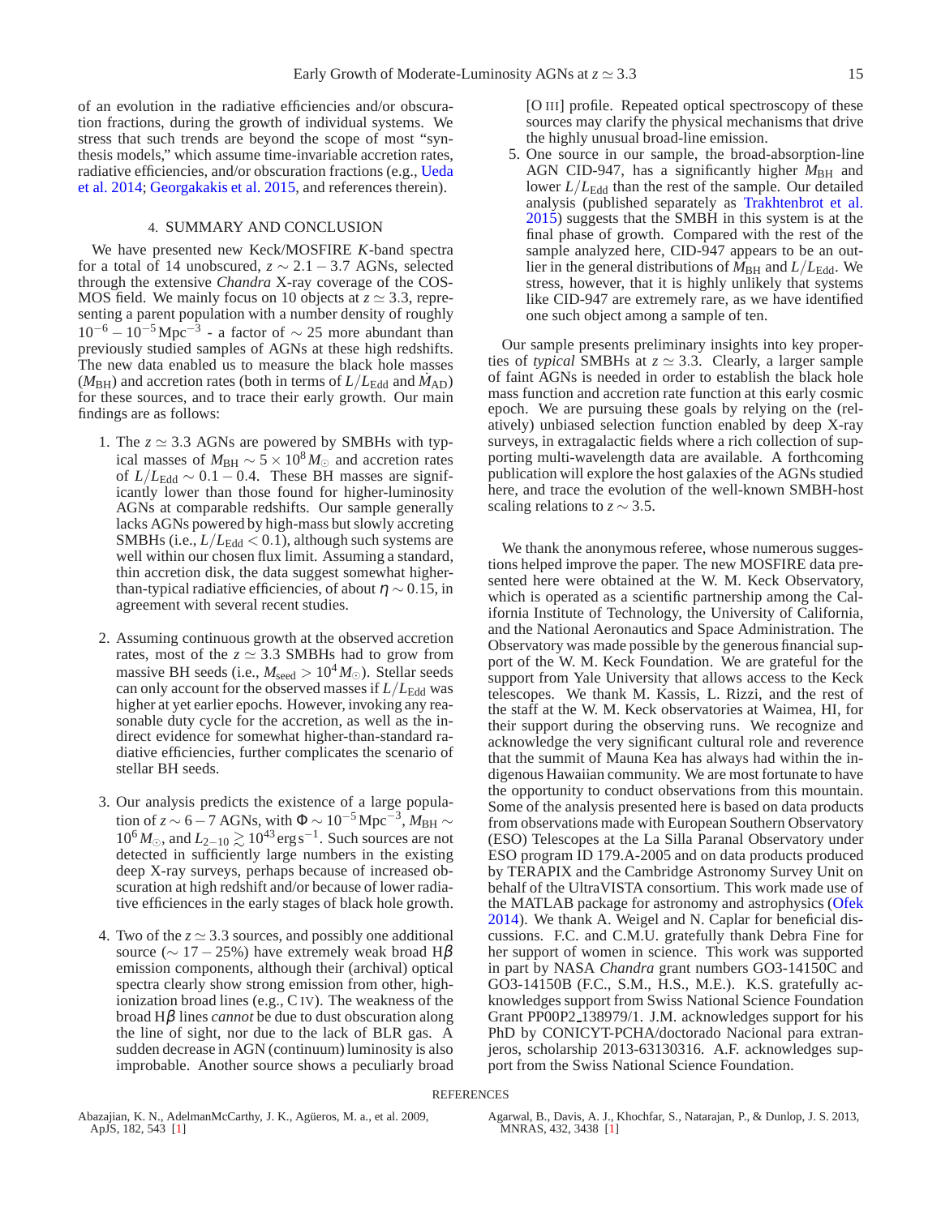of an evolution in the radiative efficiencies and/or obscuration fractions, during the growth of individual systems. We stress that such trends are beyond the scope of most "synthesis models," which assume time-invariable accretion rates, radiative efficiencies, and/or obscuration fractions (e.g., Ueda et al. 2014; Georgakakis et al. 2015, and references therein).

## 4. SUMMARY AND CONCLUSION

We have presented new Keck/MOSFIRE *K*-band spectra for a total of 14 unobscured, $z \sim 2.1-3.7$ AGNs, selected through the extensive *Chandra* X-ray coverage of the COSMOS field. We mainly focus on 10 objects at $z \simeq 3.3$, representing a parent population with a number density of roughly $10^{-6}-10^{-5}\,\mathrm{Mpc}^{-3}$ - a factor of $\sim 25$ more abundant than previously studied samples of AGNs at these high redshifts. The new data enabled us to measure the black hole masses ($M_{\rm BH}$) and accretion rates (both in terms of $L/L_{\rm Edd}$ and $\dot{M}_{\rm AD}$) for these sources, and to trace their early growth. Our main findings are as follows:

1. The $z \simeq 3.3$ AGNs are powered by SMBHs with typical masses of $M_{\rm BH} \sim 5\times10^{8}\,M_{\odot}$ and accretion rates of $L/L_{\rm Edd} \sim 0.1-0.4$. These BH masses are significantly lower than those found for higher-luminosity AGNs at comparable redshifts. Our sample generally lacks AGNs powered by high-mass but slowly accreting SMBHs (i.e., $L/L_{\rm Edd} < 0.1$), although such systems are well within our chosen flux limit. Assuming a standard, thin accretion disk, the data suggest somewhat higher-than-typical radiative efficiencies, of about $\eta \sim 0.15$, in agreement with several recent studies.

2. Assuming continuous growth at the observed accretion rates, most of the $z \simeq 3.3$ SMBHs had to grow from massive BH seeds (i.e., $M_{\rm seed} > 10^{4}\,M_{\odot}$). Stellar seeds can only account for the observed masses if $L/L_{\rm Edd}$ was higher at yet earlier epochs. However, invoking any reasonable duty cycle for the accretion, as well as the indirect evidence for somewhat higher-than-standard radiative efficiencies, further complicates the scenario of stellar BH seeds.

3. Our analysis predicts the existence of a large population of $z \sim 6-7$ AGNs, with $\Phi \sim 10^{-5}\,\mathrm{Mpc}^{-3}$, $M_{\rm BH} \sim 10^{6}\,M_{\odot}$, and $L_{2-10} \gtrsim 10^{43}\,\mathrm{erg\,s}^{-1}$. Such sources are not detected in sufficiently large numbers in the existing deep X-ray surveys, perhaps because of increased obscuration at high redshift and/or because of lower radiative efficiences in the early stages of black hole growth.

4. Two of the $z \simeq 3.3$ sources, and possibly one additional source ($\sim 17-25\%$) have extremely weak broad H$\beta$ emission components, although their (archival) optical spectra clearly show strong emission from other, high-ionization broad lines (e.g., C IV). The weakness of the broad H$\beta$ lines *cannot* be due to dust obscuration along the line of sight, nor due to the lack of BLR gas. A sudden decrease in AGN (continuum) luminosity is also improbable. Another source shows a peculiarly broad [O III] profile. Repeated optical spectroscopy of these sources may clarify the physical mechanisms that drive the highly unusual broad-line emission.

5. One source in our sample, the broad-absorption-line AGN CID-947, has a significantly higher $M_{\rm BH}$ and lower $L/L_{\rm Edd}$ than the rest of the sample. Our detailed analysis (published separately as Trakhtenbrot et al. 2015) suggests that the SMBH in this system is at the final phase of growth. Compared with the rest of the sample analyzed here, CID-947 appears to be an outlier in the general distributions of $M_{\rm BH}$ and $L/L_{\rm Edd}$. We stress, however, that it is highly unlikely that systems like CID-947 are extremely rare, as we have identified one such object among a sample of ten.

Our sample presents preliminary insights into key properties of *typical* SMBHs at $z \simeq 3.3$. Clearly, a larger sample of faint AGNs is needed in order to establish the black hole mass function and accretion rate function at this early cosmic epoch. We are pursuing these goals by relying on the (relatively) unbiased selection function enabled by deep X-ray surveys, in extragalactic fields where a rich collection of supporting multi-wavelength data are available. A forthcoming publication will explore the host galaxies of the AGNs studied here, and trace the evolution of the well-known SMBH-host scaling relations to $z \sim 3.5$.

We thank the anonymous referee, whose numerous suggestions helped improve the paper. The new MOSFIRE data presented here were obtained at the W. M. Keck Observatory, which is operated as a scientific partnership among the California Institute of Technology, the University of California, and the National Aeronautics and Space Administration. The Observatory was made possible by the generous financial support of the W. M. Keck Foundation. We are grateful for the support from Yale University that allows access to the Keck telescopes. We thank M. Kassis, L. Rizzi, and the rest of the staff at the W. M. Keck observatories at Waimea, HI, for their support during the observing runs. We recognize and acknowledge the very significant cultural role and reverence that the summit of Mauna Kea has always had within the indigenous Hawaiian community. We are most fortunate to have the opportunity to conduct observations from this mountain. Some of the analysis presented here is based on data products from observations made with European Southern Observatory (ESO) Telescopes at the La Silla Paranal Observatory under ESO program ID 179.A-2005 and on data products produced by TERAPIX and the Cambridge Astronomy Survey Unit on behalf of the UltraVISTA consortium. This work made use of the MATLAB package for astronomy and astrophysics (Ofek 2014). We thank A. Weigel and N. Caplar for beneficial discussions. F.C. and C.M.U. gratefully thank Debra Fine for her support of women in science. This work was supported in part by NASA *Chandra* grant numbers GO3-14150C and GO3-14150B (F.C., S.M., H.S., M.E.). K.S. gratefully acknowledges support from Swiss National Science Foundation Grant PP00P2_138979/1. J.M. acknowledges support for his PhD by CONICYT-PCHA/doctorado Nacional para extranjeros, scholarship 2013-63130316. A.F. acknowledges support from the Swiss National Science Foundation.

## REFERENCES

Abazajian, K. N., AdelmanMcCarthy, J. K., Agüeros, M. a., et al. 2009, ApJS, 182, 543 [1]

Agarwal, B., Davis, A. J., Khochfar, S., Natarajan, P., & Dunlop, J. S. 2013, MNRAS, 432, 3438 [1]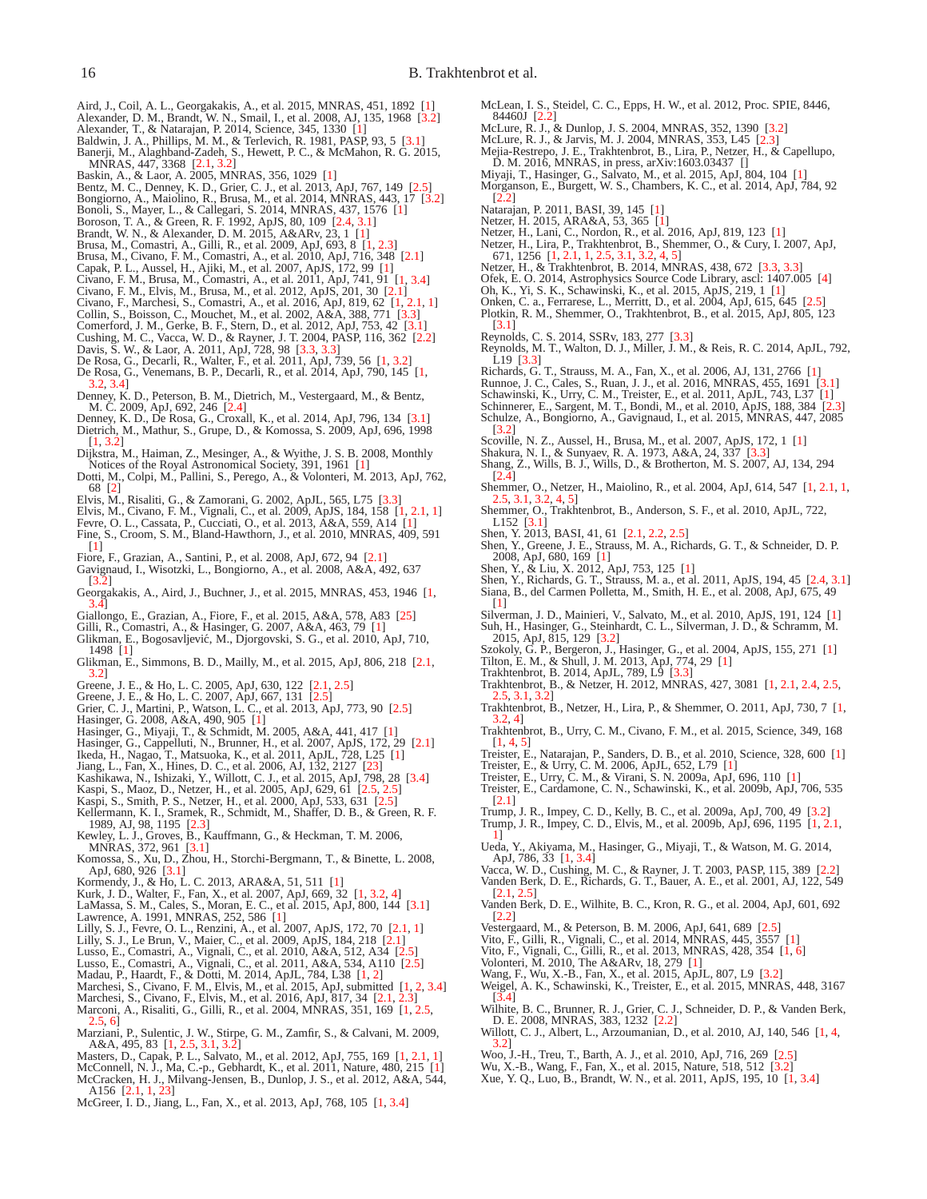Aird, J., Coil, A. L., Georgakakis, A., et al. 2015, MNRAS, 451, 1892 [1]
Alexander, D. M., Brandt, W. N., Smail, I., et al. 2008, AJ, 135, 1968 [3.2]
Alexander, T., & Natarajan, P. 2014, Science, 345, 1330 [1]
Baldwin, J. A., Phillips, M. M., & Terlevich, R. 1981, PASP, 93, 5 [3.1]
Banerji, M., Alaghband-Zadeh, S., Hewett, P. C., & McMahon, R. G. 2015, MNRAS, 447, 3368 [2.1, 3.2]
Baskin, A., & Laor, A. 2005, MNRAS, 356, 1029 [1]
Bentz, M. C., Denney, K. D., Grier, C. J., et al. 2013, ApJ, 767, 149 [2.5]
Bongiorno, A., Maiolino, R., Brusa, M., et al. 2014, MNRAS, 443, 17 [3.2]
Bonoli, S., Mayer, L., & Callegari, S. 2014, MNRAS, 437, 1576 [1]
Boroson, T. A., & Green, R. F. 1992, ApJS, 80, 109 [2.4, 3.1]
Brandt, W. N., & Alexander, D. M. 2015, A&ARv, 23, 1 [1]
Brusa, M., Comastri, A., Gilli, R., et al. 2009, ApJ, 693, 8 [1, 2.3]
Brusa, M., Civano, F. M., Comastri, A., et al. 2010, ApJ, 716, 348 [2.1]
Capak, P. L., Aussel, H., Ajiki, M., et al. 2007, ApJS, 172, 99 [1]
Civano, F. M., Brusa, M., Comastri, A., et al. 2011, ApJ, 741, 91 [1, 3.4]
Civano, F. M., Elvis, M., Brusa, M., et al. 2012, ApJS, 201, 30 [2.1]
Civano, F., Marchesi, S., Comastri, A., et al. 2016, ApJ, 819, 62 [1, 2.1, 1]
Collin, S., Boisson, C., Mouchet, M., et al. 2002, A&A, 388, 771 [3.3]
Comerford, J. M., Gerke, B. F., Stern, D., et al. 2012, ApJ, 753, 42 [3.1]
Cushing, M. C., Vacca, W. D., & Rayner, J. T. 2004, PASP, 116, 362 [2.2]
Davis, S. W., & Laor, A. 2011, ApJ, 728, 98 [3.3, 3.3]
De Rosa, G., Decarli, R., Walter, F., et al. 2011, ApJ, 739, 56 [1, 3.2]
De Rosa, G., Venemans, B. P., Decarli, R., et al. 2014, ApJ, 790, 145 [1, 3.2, 3.4]
Denney, K. D., Peterson, B. M., Dietrich, M., Vestergaard, M., & Bentz, M. C. 2009, ApJ, 692, 246 [2.4]
Denney, K. D., De Rosa, G., Croxall, K., et al. 2014, ApJ, 796, 134 [3.1]
Dietrich, M., Mathur, S., Grupe, D., & Komossa, S. 2009, ApJ, 696, 1998 [1, 3.2]
Dijkstra, M., Haiman, Z., Mesinger, A., & Wyithe, J. S. B. 2008, Monthly Notices of the Royal Astronomical Society, 391, 1961 [1]
Dotti, M., Colpi, M., Pallini, S., Perego, A., & Volonteri, M. 2013, ApJ, 762, 68 [2]
Elvis, M., Risaliti, G., & Zamorani, G. 2002, ApJL, 565, L75 [3.3]
Elvis, M., Civano, F. M., Vignali, C., et al. 2009, ApJS, 184, 158 [1, 2.1, 1]
Fevre, O. L., Cassata, P., Cucciati, O., et al. 2013, A&A, 559, A14 [1]
Fine, S., Croom, S. M., Bland-Hawthorn, J., et al. 2010, MNRAS, 409, 591 [1]
Fiore, F., Grazian, A., Santini, P., et al. 2008, ApJ, 672, 94 [2.1]
Gavignaud, I., Wisotzki, L., Bongiorno, A., et al. 2008, A&A, 492, 637 [3.2]
Georgakakis, A., Aird, J., Buchner, J., et al. 2015, MNRAS, 453, 1946 [1, 3.4]
Giallongo, E., Grazian, A., Fiore, F., et al. 2015, A&A, 578, A83 [25]
Gilli, R., Comastri, A., & Hasinger, G. 2007, A&A, 463, 79 [1]
Glikman, E., Bogosavljević, M., Djorgovski, S. G., et al. 2010, ApJ, 710, 1498 [1]
Glikman, E., Simmons, B. D., Mailly, M., et al. 2015, ApJ, 806, 218 [2.1, 3.2]
Greene, J. E., & Ho, L. C. 2005, ApJ, 630, 122 [2.1, 2.5]
Greene, J. E., & Ho, L. C. 2007, ApJ, 667, 131 [2.5]
Grier, C. J., Martini, P., Watson, L. C., et al. 2013, ApJ, 773, 90 [2.5]
Hasinger, G. 2008, A&A, 490, 905 [1]
Hasinger, G., Miyaji, T., & Schmidt, M. 2005, A&A, 441, 417 [1]
Hasinger, G., Cappelluti, N., Brunner, H., et al. 2007, ApJS, 172, 29 [2.1]
Ikeda, H., Nagao, T., Matsuoka, K., et al. 2011, ApJL, 728, L25 [1]
Jiang, L., Fan, X., Hines, D. C., et al. 2006, AJ, 132, 2127 [23]
Kashikawa, N., Ishizaki, Y., Willott, C. J., et al. 2015, ApJ, 798, 28 [3.4]
Kaspi, S., Maoz, D., Netzer, H., et al. 2005, ApJ, 629, 61 [2.5, 2.5]
Kaspi, S., Smith, P. S., Netzer, H., et al. 2000, ApJ, 533, 631 [2.5]
Kellermann, K. I., Sramek, R., Schmidt, M., Shaffer, D. B., & Green, R. F. 1989, AJ, 98, 1195 [2.3]
Kewley, L. J., Groves, B., Kauffmann, G., & Heckman, T. M. 2006, MNRAS, 372, 961 [3.1]
Komossa, S., Xu, D., Zhou, H., Storchi-Bergmann, T., & Binette, L. 2008, ApJ, 680, 926 [3.1]
Kormendy, J., & Ho, L. C. 2013, ARA&A, 51, 511 [1]
Kurk, J. D., Walter, F., Fan, X., et al. 2007, ApJ, 669, 32 [1, 3.2, 4]
LaMassa, S. M., Cales, S., Moran, E. C., et al. 2015, ApJ, 800, 144 [3.1]
Lawrence, A. 1991, MNRAS, 252, 586 [1]
Lilly, S. J., Fevre, O. L., Renzini, A., et al. 2007, ApJS, 172, 70 [2.1, 1]
Lilly, S. J., Le Brun, V., Maier, C., et al. 2009, ApJS, 184, 218 [2.1]
Lusso, E., Comastri, A., Vignali, C., et al. 2010, A&A, 512, A34 [2.5]
Lusso, E., Comastri, A., Vignali, C., et al. 2011, A&A, 534, A110 [2.5]
Madau, P., Haardt, F., & Dotti, M. 2014, ApJL, 784, L38 [1, 2]
Marchesi, S., Civano, F. M., Elvis, M., et al. 2015, ApJ, submitted [1, 2, 3.4]
Marchesi, S., Civano, F., Elvis, M., et al. 2016, ApJ, 817, 34 [2.1, 2.3]
Marconi, A., Risaliti, G., Gilli, R., et al. 2004, MNRAS, 351, 169 [1, 2.5, 2.5, 6]
Marziani, P., Sulentic, J. W., Stirpe, G. M., Zamfir, S., & Calvani, M. 2009, A&A, 495, 83 [1, 2.5, 3.1, 3.2]
Masters, D., Capak, P. L., Salvato, M., et al. 2012, ApJ, 755, 169 [1, 2.1, 1]
McConnell, N. J., Ma, C.-p., Gebhardt, K., et al. 2011, Nature, 480, 215 [1]
McCracken, H. J., Milvang-Jensen, B., Dunlop, J. S., et al. 2012, A&A, 544, A156 [2.1, 1, 23]
McGreer, I. D., Jiang, L., Fan, X., et al. 2013, ApJ, 768, 105 [1, 3.4]
McLean, I. S., Steidel, C. C., Epps, H. W., et al. 2012, Proc. SPIE, 8446, 84460J [2.2]
McLure, R. J., & Dunlop, J. S. 2004, MNRAS, 352, 1390 [3.2]
McLure, R. J., & Jarvis, M. J. 2004, MNRAS, 353, L45 [2.3]
Mejia-Restrepo, J. E., Trakhtenbrot, B., Lira, P., Netzer, H., & Capellupo, D. M. 2016, MNRAS, in press, arXiv:1603.03437 []
Miyaji, T., Hasinger, G., Salvato, M., et al. 2015, ApJ, 804, 104 [1]
Morganson, E., Burgett, W. S., Chambers, K. C., et al. 2014, ApJ, 784, 92 [2.2]
Natarajan, P. 2011, BASI, 39, 145 [1]
Netzer, H. 2015, ARA&A, 53, 365 [1]
Netzer, H., Lani, C., Nordon, R., et al. 2016, ApJ, 819, 123 [1]
Netzer, H., Lira, P., Trakhtenbrot, B., Shemmer, O., & Cury, I. 2007, ApJ, 671, 1256 [1, 2.1, 1, 2.5, 3.1, 3.2, 4, 5]
Netzer, H., & Trakhtenbrot, B. 2014, MNRAS, 438, 672 [3.3, 3.3]
Ofek, E. O. 2014, Astrophysics Source Code Library, ascl: 1407.005 [4]
Oh, K., Yi, S. K., Schawinski, K., et al. 2015, ApJS, 219, 1 [1]
Onken, C. a., Ferrarese, L., Merritt, D., et al. 2004, ApJ, 615, 645 [2.5]
Plotkin, R. M., Shemmer, O., Trakhtenbrot, B., et al. 2015, ApJ, 805, 123 [3.1]
Reynolds, C. S. 2014, SSRv, 183, 277 [3.3]
Reynolds, M. T., Walton, D. J., Miller, J. M., & Reis, R. C. 2014, ApJL, 792, L19 [3.3]
Richards, G. T., Strauss, M. A., Fan, X., et al. 2006, AJ, 131, 2766 [1]
Runnoe, J. C., Cales, S., Ruan, J. J., et al. 2016, MNRAS, 455, 1691 [3.1]
Schawinski, K., Urry, C. M., Treister, E., et al. 2011, ApJL, 743, L37 [1]
Schinnerer, E., Sargent, M. T., Bondi, M., et al. 2010, ApJS, 188, 384 [2.3]
Schulze, A., Bongiorno, A., Gavignaud, I., et al. 2015, MNRAS, 447, 2085 [3.2]
Scoville, N. Z., Aussel, H., Brusa, M., et al. 2007, ApJS, 172, 1 [1]
Shakura, N. I., & Sunyaev, R. A. 1973, A&A, 24, 337 [3.3]
Shang, Z., Wills, B. J., Wills, D., & Brotherton, M. S. 2007, AJ, 134, 294 [2.4]
Shemmer, O., Netzer, H., Maiolino, R., et al. 2004, ApJ, 614, 547 [1, 2.1, 1, 2.5, 3.1, 3.2, 4, 5]
Shemmer, O., Trakhtenbrot, B., Anderson, S. F., et al. 2010, ApJL, 722, L152 [3.1]
Shen, Y. 2013, BASI, 41, 61 [2.1, 2.2, 2.5]
Shen, Y., Greene, J. E., Strauss, M. A., Richards, G. T., & Schneider, D. P. 2008, ApJ, 680, 169 [1]
Shen, Y., & Liu, X. 2012, ApJ, 753, 125 [1]
Shen, Y., Richards, G. T., Strauss, M. a., et al. 2011, ApJS, 194, 45 [2.4, 3.1]
Siana, B., del Carmen Polletta, M., Smith, H. E., et al. 2008, ApJ, 675, 49 [1]
Silverman, J. D., Mainieri, V., Salvato, M., et al. 2010, ApJS, 191, 124 [1]
Suh, H., Hasinger, G., Steinhardt, C. L., Silverman, J. D., & Schramm, M. 2015, ApJ, 815, 129 [3.2]
Szokoly, G. P., Bergeron, J., Hasinger, G., et al. 2004, ApJS, 155, 271 [1]
Tilton, E. M., & Shull, J. M. 2013, ApJ, 774, 29 [1]
Trakhtenbrot, B. 2014, ApJL, 789, L9 [3.3]
Trakhtenbrot, B., & Netzer, H. 2012, MNRAS, 427, 3081 [1, 2.1, 2.4, 2.5, 2.5, 3.1, 3.2]
Trakhtenbrot, B., Netzer, H., Lira, P., & Shemmer, O. 2011, ApJ, 730, 7 [1, 3.2, 4]
Trakhtenbrot, B., Urry, C. M., Civano, F. M., et al. 2015, Science, 349, 168 [1, 4, 5]
Treister, E., Natarajan, P., Sanders, D. B., et al. 2010, Science, 328, 600 [1]
Treister, E., & Urry, C. M. 2006, ApJL, 652, L79 [1]
Treister, E., Urry, C. M., & Virani, S. N. 2009a, ApJ, 696, 110 [1]
Treister, E., Cardamone, C. N., Schawinski, K., et al. 2009b, ApJ, 706, 535 [2.1]
Trump, J. R., Impey, C. D., Kelly, B. C., et al. 2009a, ApJ, 700, 49 [3.2]
Trump, J. R., Impey, C. D., Elvis, M., et al. 2009b, ApJ, 696, 1195 [1, 2.1, 1]
Ueda, Y., Akiyama, M., Hasinger, G., Miyaji, T., & Watson, M. G. 2014, ApJ, 786, 33 [1, 3.4]
Vacca, W. D., Cushing, M. C., & Rayner, J. T. 2003, PASP, 115, 389 [2.2]
Vanden Berk, D. E., Richards, G. T., Bauer, A. E., et al. 2001, AJ, 122, 549 [2.1, 2.5]
Vanden Berk, D. E., Wilhite, B. C., Kron, R. G., et al. 2004, ApJ, 601, 692 [2.2]
Vestergaard, M., & Peterson, B. M. 2006, ApJ, 641, 689 [2.5]
Vito, F., Gilli, R., Vignali, C., et al. 2014, MNRAS, 445, 3557 [1]
Vito, F., Vignali, C., Gilli, R., et al. 2013, MNRAS, 428, 354 [1, 6]
Volonteri, M. 2010, The A&ARv, 18, 279 [1]
Wang, F., Wu, X.-B., Fan, X., et al. 2015, ApJL, 807, L9 [3.2]
Weigel, A. K., Schawinski, K., Treister, E., et al. 2015, MNRAS, 448, 3167 [3.4]
Wilhite, B. C., Brunner, R. J., Grier, C. J., Schneider, D. P., & Vanden Berk, D. E. 2008, MNRAS, 383, 1232 [2.2]
Willott, C. J., Albert, L., Arzoumanian, D., et al. 2010, AJ, 140, 546 [1, 4, 3.2]
Woo, J.-H., Treu, T., Barth, A. J., et al. 2010, ApJ, 716, 269 [2.5]
Wu, X.-B., Wang, F., Fan, X., et al. 2015, Nature, 518, 512 [3.2]
Xue, Y. Q., Luo, B., Brandt, W. N., et al. 2011, ApJS, 195, 10 [1, 3.4]